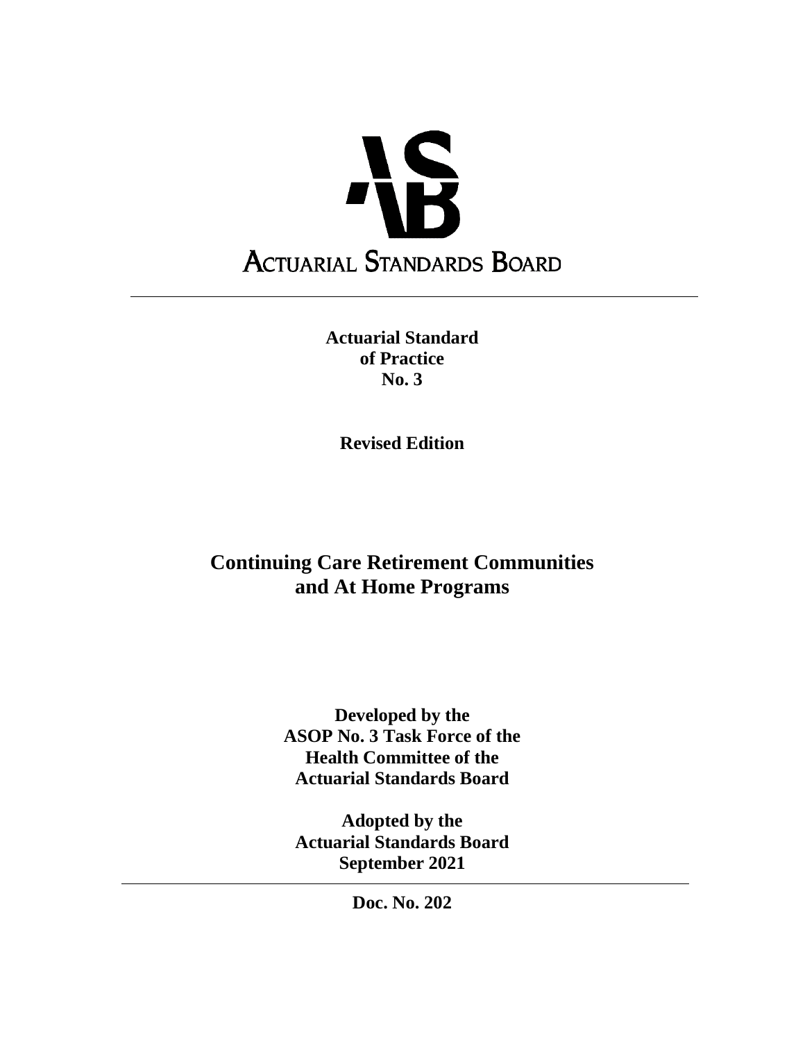ACTUARIAL STANDARDS BOARD

---

**Actuarial Standard of Practice No. 3**

**Revised Edition**

# Continuing Care Retirement Communities and At Home Programs

**Developed by the ASOP No. 3 Task Force of the Health Committee of the Actuarial Standards Board**

**Adopted by the Actuarial Standards Board September 2021**

---

**Doc. No. 202**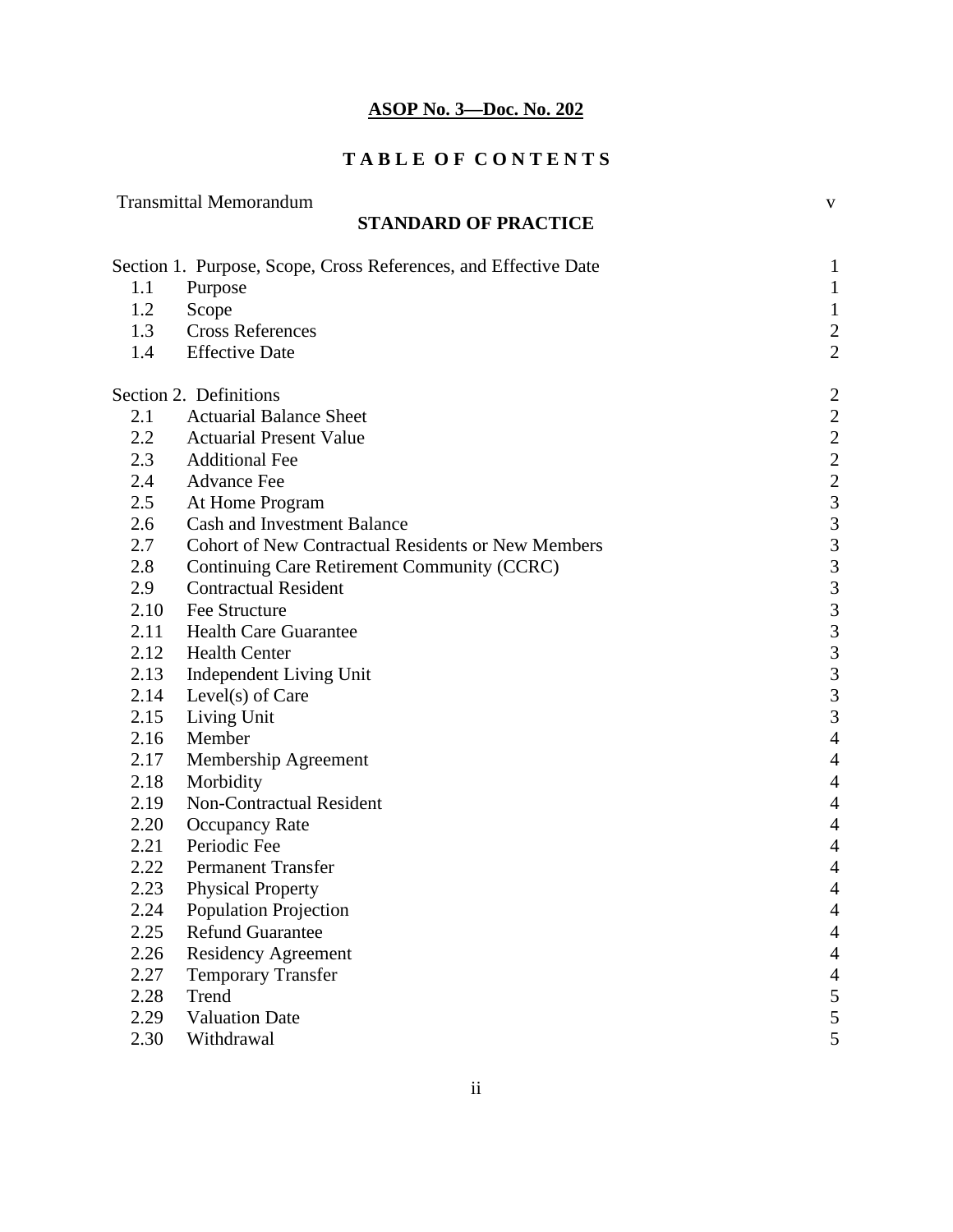**ASOP No. 3—Doc. No. 202**

# TABLE OF CONTENTS

| | | |
|---|---|---|
| Transmittal Memorandum | | v |

## STANDARD OF PRACTICE

| | | |
|---|---|---|
| Section 1. | Purpose, Scope, Cross References, and Effective Date | 1 |
| 1.1 | Purpose | 1 |
| 1.2 | Scope | 1 |
| 1.3 | Cross References | 2 |
| 1.4 | Effective Date | 2 |
| | | |
| Section 2. | Definitions | 2 |
| 2.1 | Actuarial Balance Sheet | 2 |
| 2.2 | Actuarial Present Value | 2 |
| 2.3 | Additional Fee | 2 |
| 2.4 | Advance Fee | 2 |
| 2.5 | At Home Program | 3 |
| 2.6 | Cash and Investment Balance | 3 |
| 2.7 | Cohort of New Contractual Residents or New Members | 3 |
| 2.8 | Continuing Care Retirement Community (CCRC) | 3 |
| 2.9 | Contractual Resident | 3 |
| 2.10 | Fee Structure | 3 |
| 2.11 | Health Care Guarantee | 3 |
| 2.12 | Health Center | 3 |
| 2.13 | Independent Living Unit | 3 |
| 2.14 | Level(s) of Care | 3 |
| 2.15 | Living Unit | 3 |
| 2.16 | Member | 4 |
| 2.17 | Membership Agreement | 4 |
| 2.18 | Morbidity | 4 |
| 2.19 | Non-Contractual Resident | 4 |
| 2.20 | Occupancy Rate | 4 |
| 2.21 | Periodic Fee | 4 |
| 2.22 | Permanent Transfer | 4 |
| 2.23 | Physical Property | 4 |
| 2.24 | Population Projection | 4 |
| 2.25 | Refund Guarantee | 4 |
| 2.26 | Residency Agreement | 4 |
| 2.27 | Temporary Transfer | 4 |
| 2.28 | Trend | 5 |
| 2.29 | Valuation Date | 5 |
| 2.30 | Withdrawal | 5 |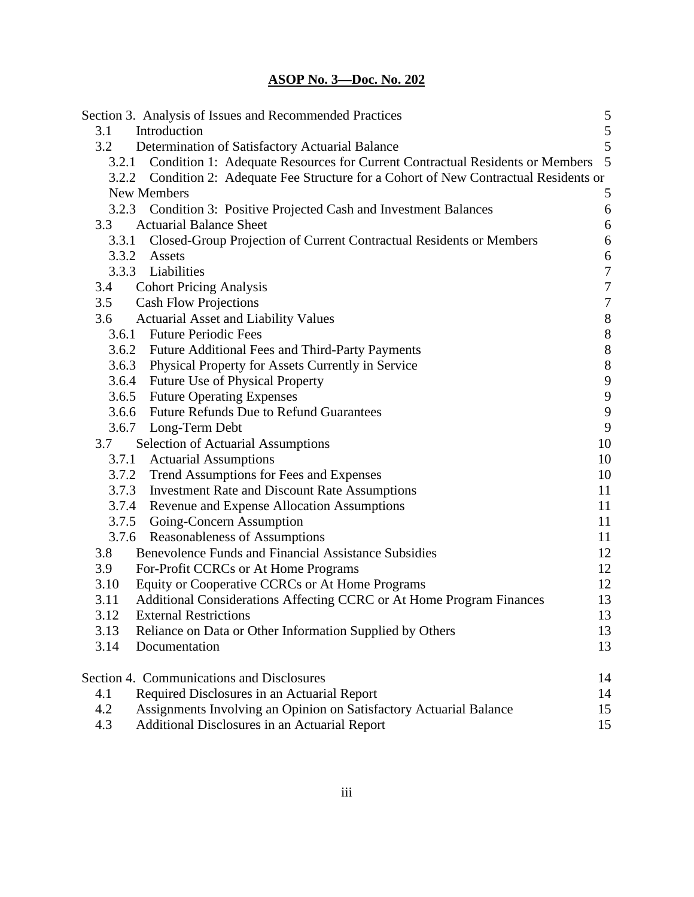**ASOP No. 3—Doc. No. 202**

| | | |
|---|---|---|
| Section 3. Analysis of Issues and Recommended Practices | | 5 |
| 3.1 | Introduction | 5 |
| 3.2 | Determination of Satisfactory Actuarial Balance | 5 |
| 3.2.1 | Condition 1: Adequate Resources for Current Contractual Residents or Members | 5 |
| 3.2.2 | Condition 2: Adequate Fee Structure for a Cohort of New Contractual Residents or New Members | 5 |
| 3.2.3 | Condition 3: Positive Projected Cash and Investment Balances | 6 |
| 3.3 | Actuarial Balance Sheet | 6 |
| 3.3.1 | Closed-Group Projection of Current Contractual Residents or Members | 6 |
| 3.3.2 | Assets | 6 |
| 3.3.3 | Liabilities | 7 |
| 3.4 | Cohort Pricing Analysis | 7 |
| 3.5 | Cash Flow Projections | 7 |
| 3.6 | Actuarial Asset and Liability Values | 8 |
| 3.6.1 | Future Periodic Fees | 8 |
| 3.6.2 | Future Additional Fees and Third-Party Payments | 8 |
| 3.6.3 | Physical Property for Assets Currently in Service | 8 |
| 3.6.4 | Future Use of Physical Property | 9 |
| 3.6.5 | Future Operating Expenses | 9 |
| 3.6.6 | Future Refunds Due to Refund Guarantees | 9 |
| 3.6.7 | Long-Term Debt | 9 |
| 3.7 | Selection of Actuarial Assumptions | 10 |
| 3.7.1 | Actuarial Assumptions | 10 |
| 3.7.2 | Trend Assumptions for Fees and Expenses | 10 |
| 3.7.3 | Investment Rate and Discount Rate Assumptions | 11 |
| 3.7.4 | Revenue and Expense Allocation Assumptions | 11 |
| 3.7.5 | Going-Concern Assumption | 11 |
| 3.7.6 | Reasonableness of Assumptions | 11 |
| 3.8 | Benevolence Funds and Financial Assistance Subsidies | 12 |
| 3.9 | For-Profit CCRCs or At Home Programs | 12 |
| 3.10 | Equity or Cooperative CCRCs or At Home Programs | 12 |
| 3.11 | Additional Considerations Affecting CCRC or At Home Program Finances | 13 |
| 3.12 | External Restrictions | 13 |
| 3.13 | Reliance on Data or Other Information Supplied by Others | 13 |
| 3.14 | Documentation | 13 |
| Section 4. Communications and Disclosures | | 14 |
| 4.1 | Required Disclosures in an Actuarial Report | 14 |
| 4.2 | Assignments Involving an Opinion on Satisfactory Actuarial Balance | 15 |
| 4.3 | Additional Disclosures in an Actuarial Report | 15 |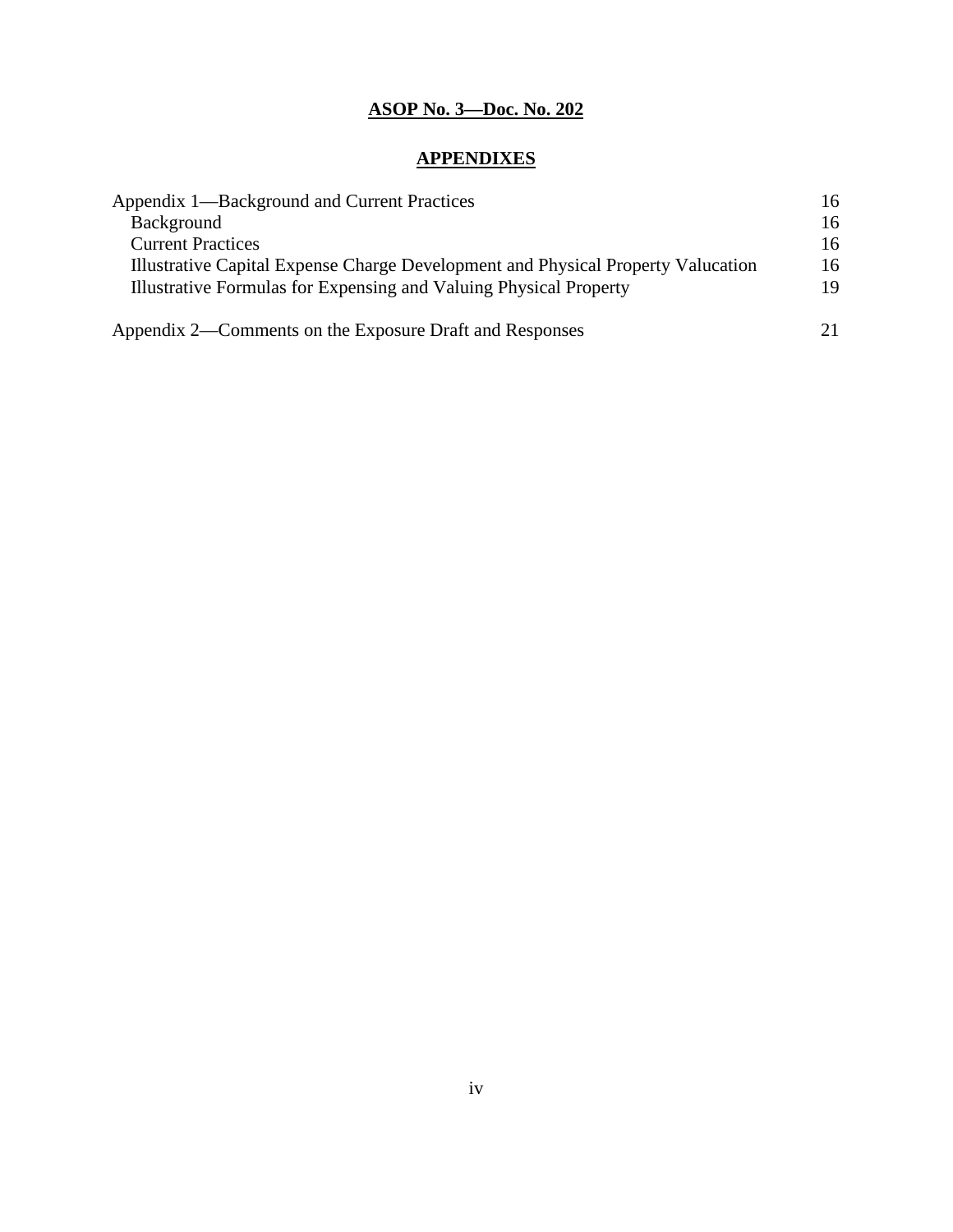**ASOP No. 3—Doc. No. 202**

**APPENDIXES**

| | |
|---|---|
| Appendix 1—Background and Current Practices | 16 |
| Background | 16 |
| Current Practices | 16 |
| Illustrative Capital Expense Charge Development and Physical Property Valucation | 16 |
| Illustrative Formulas for Expensing and Valuing Physical Property | 19 |
| Appendix 2—Comments on the Exposure Draft and Responses | 21 |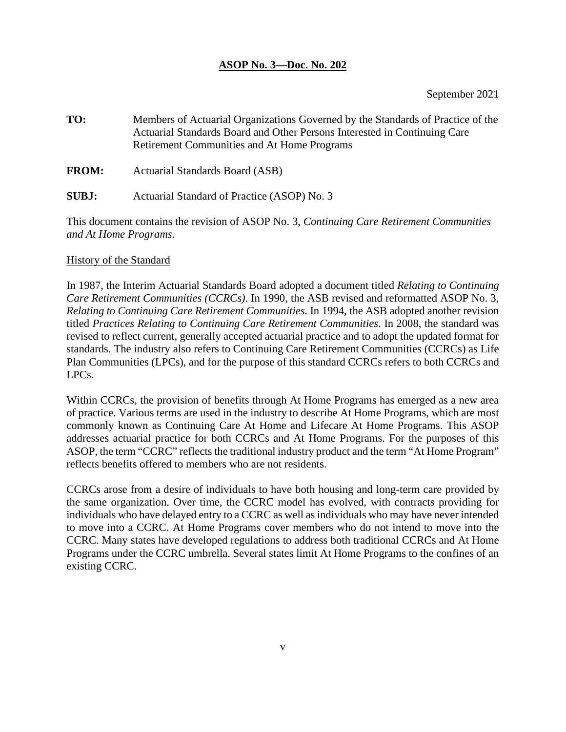**ASOP No. 3—Doc. No. 202**

September 2021

**TO:** Members of Actuarial Organizations Governed by the Standards of Practice of the Actuarial Standards Board and Other Persons Interested in Continuing Care Retirement Communities and At Home Programs

**FROM:** Actuarial Standards Board (ASB)

**SUBJ:** Actuarial Standard of Practice (ASOP) No. 3

This document contains the revision of ASOP No. 3, *Continuing Care Retirement Communities and At Home Programs*.

History of the Standard

In 1987, the Interim Actuarial Standards Board adopted a document titled *Relating to Continuing Care Retirement Communities (CCRCs)*. In 1990, the ASB revised and reformatted ASOP No. 3, *Relating to Continuing Care Retirement Communities*. In 1994, the ASB adopted another revision titled *Practices Relating to Continuing Care Retirement Communities*. In 2008, the standard was revised to reflect current, generally accepted actuarial practice and to adopt the updated format for standards. The industry also refers to Continuing Care Retirement Communities (CCRCs) as Life Plan Communities (LPCs), and for the purpose of this standard CCRCs refers to both CCRCs and LPCs.

Within CCRCs, the provision of benefits through At Home Programs has emerged as a new area of practice. Various terms are used in the industry to describe At Home Programs, which are most commonly known as Continuing Care At Home and Lifecare At Home Programs. This ASOP addresses actuarial practice for both CCRCs and At Home Programs. For the purposes of this ASOP, the term "CCRC" reflects the traditional industry product and the term "At Home Program" reflects benefits offered to members who are not residents.

CCRCs arose from a desire of individuals to have both housing and long-term care provided by the same organization. Over time, the CCRC model has evolved, with contracts providing for individuals who have delayed entry to a CCRC as well as individuals who may have never intended to move into a CCRC. At Home Programs cover members who do not intend to move into the CCRC. Many states have developed regulations to address both traditional CCRCs and At Home Programs under the CCRC umbrella. Several states limit At Home Programs to the confines of an existing CCRC.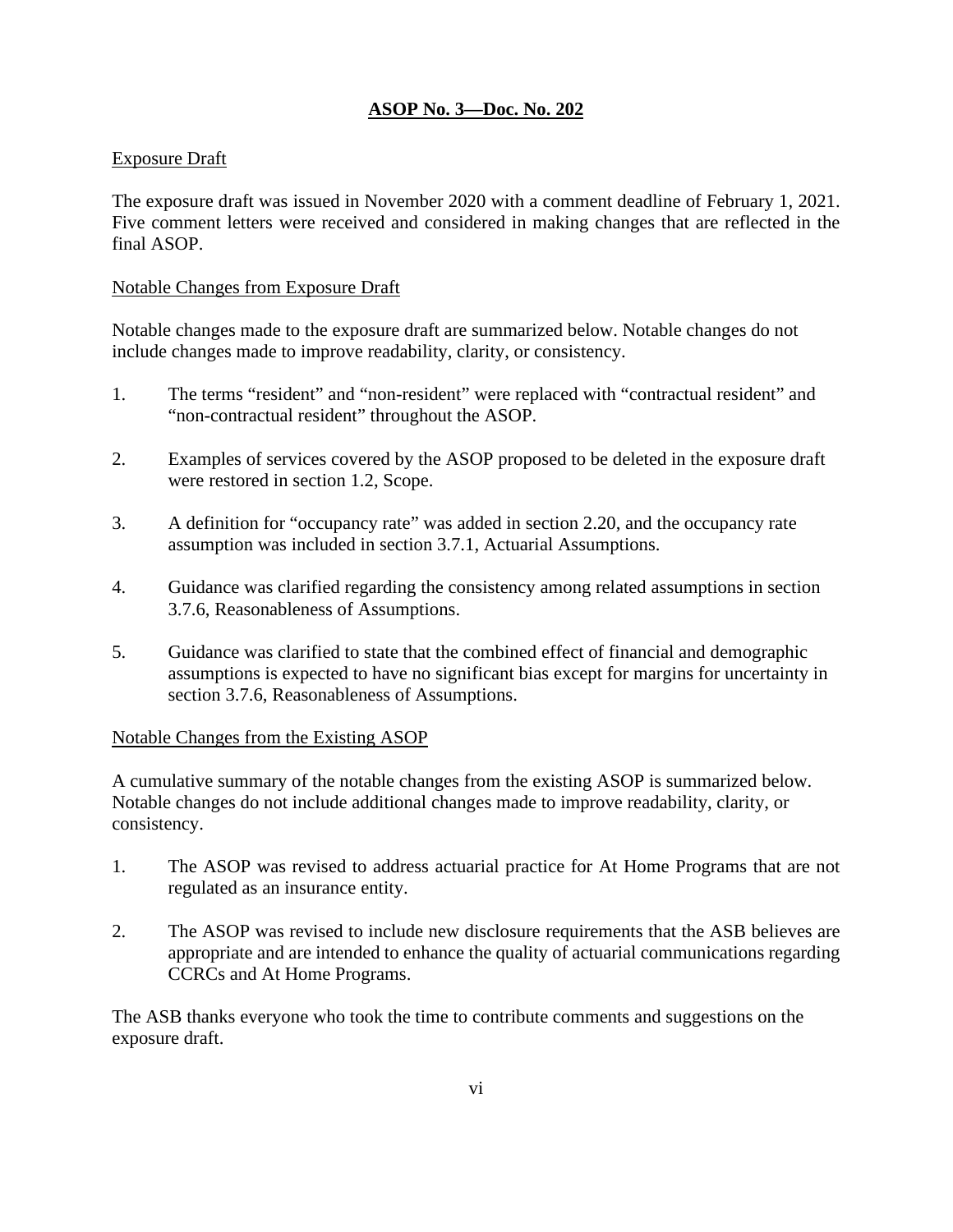## ASOP No. 3—Doc. No. 202

### Exposure Draft

The exposure draft was issued in November 2020 with a comment deadline of February 1, 2021. Five comment letters were received and considered in making changes that are reflected in the final ASOP.

### Notable Changes from Exposure Draft

Notable changes made to the exposure draft are summarized below. Notable changes do not include changes made to improve readability, clarity, or consistency.

1. The terms "resident" and "non-resident" were replaced with "contractual resident" and "non-contractual resident" throughout the ASOP.

2. Examples of services covered by the ASOP proposed to be deleted in the exposure draft were restored in section 1.2, Scope.

3. A definition for "occupancy rate" was added in section 2.20, and the occupancy rate assumption was included in section 3.7.1, Actuarial Assumptions.

4. Guidance was clarified regarding the consistency among related assumptions in section 3.7.6, Reasonableness of Assumptions.

5. Guidance was clarified to state that the combined effect of financial and demographic assumptions is expected to have no significant bias except for margins for uncertainty in section 3.7.6, Reasonableness of Assumptions.

### Notable Changes from the Existing ASOP

A cumulative summary of the notable changes from the existing ASOP is summarized below. Notable changes do not include additional changes made to improve readability, clarity, or consistency.

1. The ASOP was revised to address actuarial practice for At Home Programs that are not regulated as an insurance entity.

2. The ASOP was revised to include new disclosure requirements that the ASB believes are appropriate and are intended to enhance the quality of actuarial communications regarding CCRCs and At Home Programs.

The ASB thanks everyone who took the time to contribute comments and suggestions on the exposure draft.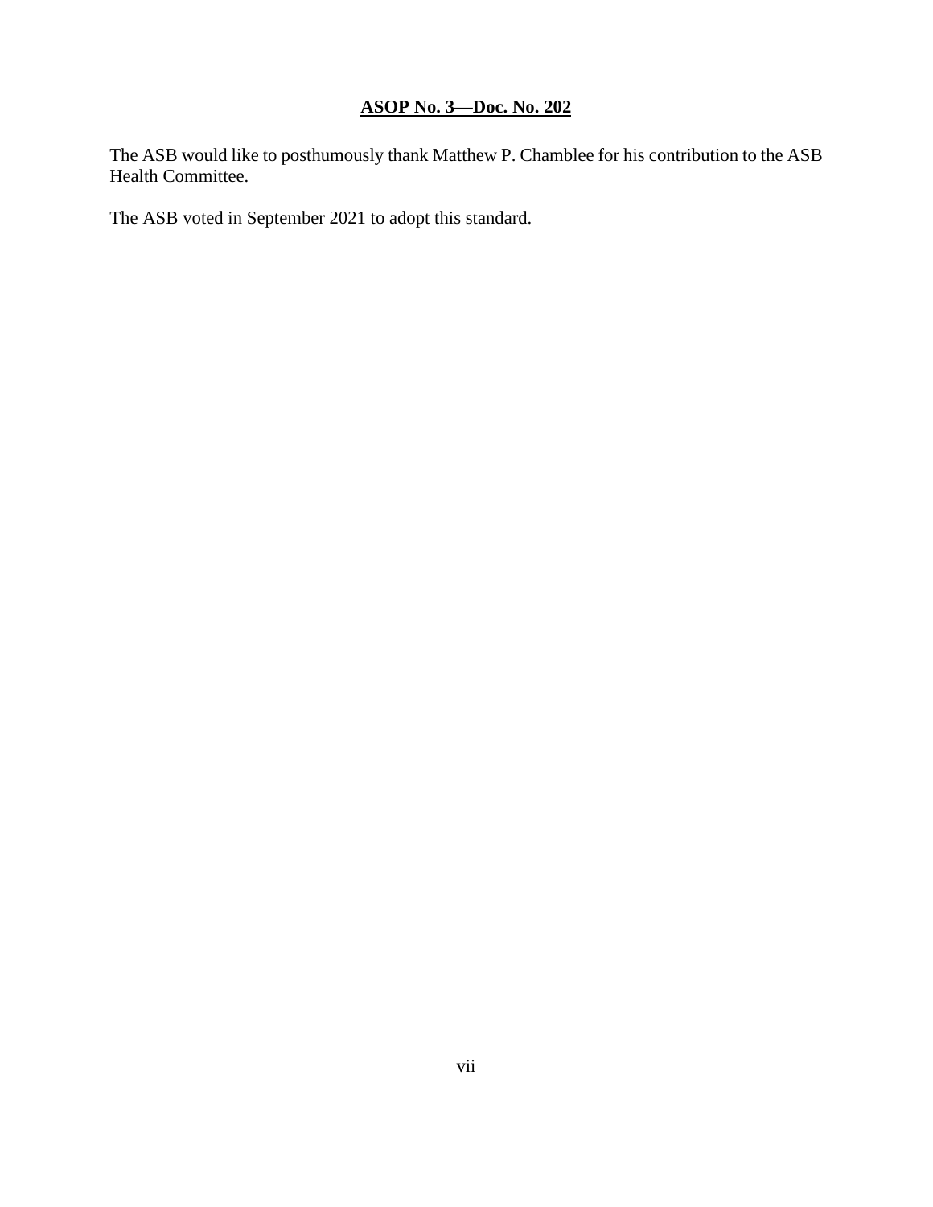The ASB would like to posthumously thank Matthew P. Chamblee for his contribution to the ASB Health Committee.

The ASB voted in September 2021 to adopt this standard.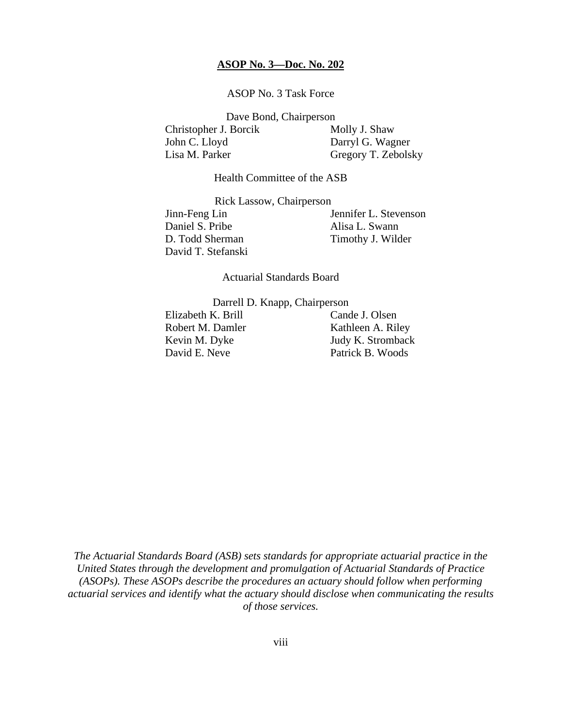**ASOP No. 3—Doc. No. 202**

ASOP No. 3 Task Force

Dave Bond, Chairperson

| | |
|---|---|
| Christopher J. Borcik | Molly J. Shaw |
| John C. Lloyd | Darryl G. Wagner |
| Lisa M. Parker | Gregory T. Zebolsky |

Health Committee of the ASB

Rick Lassow, Chairperson

| | |
|---|---|
| Jinn-Feng Lin | Jennifer L. Stevenson |
| Daniel S. Pribe | Alisa L. Swann |
| D. Todd Sherman | Timothy J. Wilder |
| David T. Stefanski | |

Actuarial Standards Board

Darrell D. Knapp, Chairperson

| | |
|---|---|
| Elizabeth K. Brill | Cande J. Olsen |
| Robert M. Damler | Kathleen A. Riley |
| Kevin M. Dyke | Judy K. Stromback |
| David E. Neve | Patrick B. Woods |

*The Actuarial Standards Board (ASB) sets standards for appropriate actuarial practice in the United States through the development and promulgation of Actuarial Standards of Practice (ASOPs). These ASOPs describe the procedures an actuary should follow when performing actuarial services and identify what the actuary should disclose when communicating the results of those services.*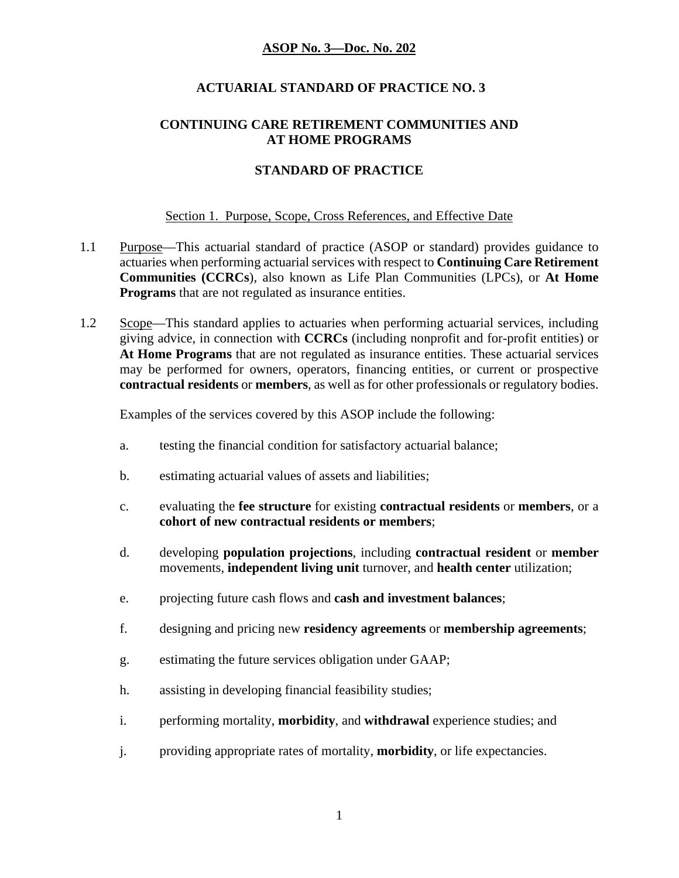**ASOP No. 3—Doc. No. 202**

## ACTUARIAL STANDARD OF PRACTICE NO. 3

## CONTINUING CARE RETIREMENT COMMUNITIES AND AT HOME PROGRAMS

## STANDARD OF PRACTICE

### Section 1. Purpose, Scope, Cross References, and Effective Date

1.1 Purpose—This actuarial standard of practice (ASOP or standard) provides guidance to actuaries when performing actuarial services with respect to **Continuing Care Retirement Communities (CCRCs**), also known as Life Plan Communities (LPCs), or **At Home Programs** that are not regulated as insurance entities.

1.2 Scope—This standard applies to actuaries when performing actuarial services, including giving advice, in connection with **CCRCs** (including nonprofit and for-profit entities) or **At Home Programs** that are not regulated as insurance entities. These actuarial services may be performed for owners, operators, financing entities, or current or prospective **contractual residents** or **members**, as well as for other professionals or regulatory bodies.

Examples of the services covered by this ASOP include the following:

a. testing the financial condition for satisfactory actuarial balance;

b. estimating actuarial values of assets and liabilities;

c. evaluating the **fee structure** for existing **contractual residents** or **members**, or a **cohort of new contractual residents or members**;

d. developing **population projections**, including **contractual resident** or **member** movements, **independent living unit** turnover, and **health center** utilization;

e. projecting future cash flows and **cash and investment balances**;

f. designing and pricing new **residency agreements** or **membership agreements**;

g. estimating the future services obligation under GAAP;

h. assisting in developing financial feasibility studies;

i. performing mortality, **morbidity**, and **withdrawal** experience studies; and

j. providing appropriate rates of mortality, **morbidity**, or life expectancies.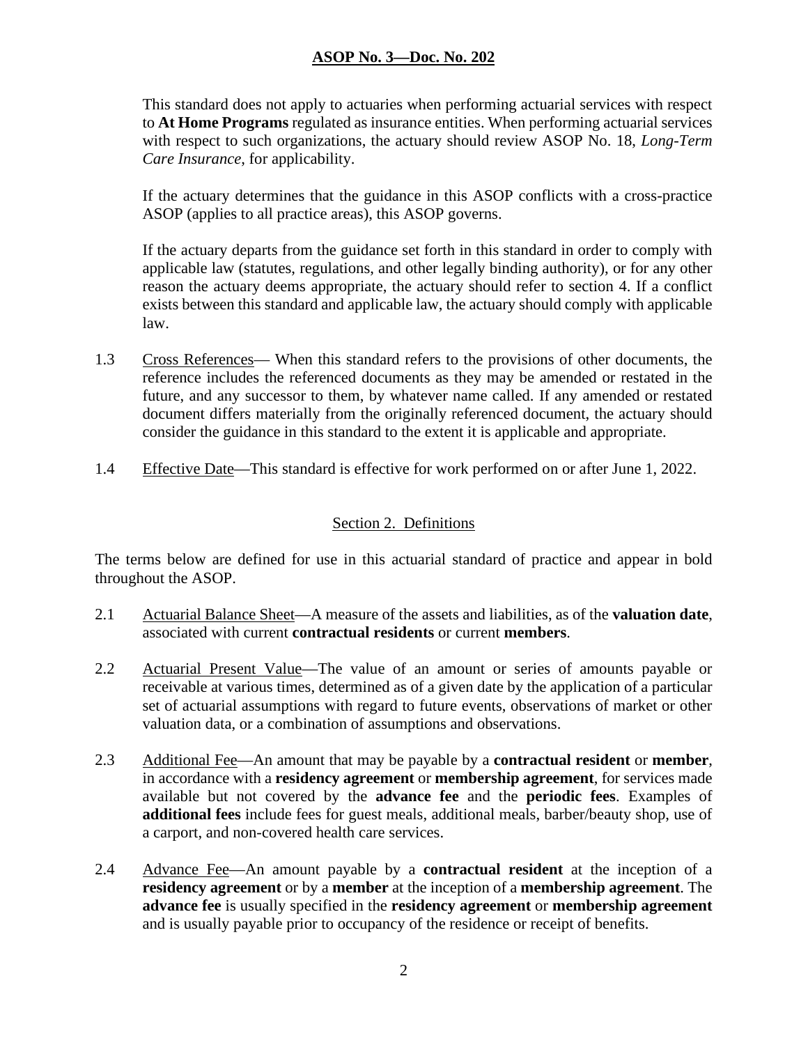This standard does not apply to actuaries when performing actuarial services with respect to **At Home Programs** regulated as insurance entities. When performing actuarial services with respect to such organizations, the actuary should review ASOP No. 18, *Long-Term Care Insurance*, for applicability.

If the actuary determines that the guidance in this ASOP conflicts with a cross-practice ASOP (applies to all practice areas), this ASOP governs.

If the actuary departs from the guidance set forth in this standard in order to comply with applicable law (statutes, regulations, and other legally binding authority), or for any other reason the actuary deems appropriate, the actuary should refer to section 4. If a conflict exists between this standard and applicable law, the actuary should comply with applicable law.

1.3 Cross References— When this standard refers to the provisions of other documents, the reference includes the referenced documents as they may be amended or restated in the future, and any successor to them, by whatever name called. If any amended or restated document differs materially from the originally referenced document, the actuary should consider the guidance in this standard to the extent it is applicable and appropriate.

1.4 Effective Date—This standard is effective for work performed on or after June 1, 2022.

## Section 2. Definitions

The terms below are defined for use in this actuarial standard of practice and appear in bold throughout the ASOP.

2.1 Actuarial Balance Sheet—A measure of the assets and liabilities, as of the **valuation date**, associated with current **contractual residents** or current **members**.

2.2 Actuarial Present Value—The value of an amount or series of amounts payable or receivable at various times, determined as of a given date by the application of a particular set of actuarial assumptions with regard to future events, observations of market or other valuation data, or a combination of assumptions and observations.

2.3 Additional Fee—An amount that may be payable by a **contractual resident** or **member**, in accordance with a **residency agreement** or **membership agreement**, for services made available but not covered by the **advance fee** and the **periodic fees**. Examples of **additional fees** include fees for guest meals, additional meals, barber/beauty shop, use of a carport, and non-covered health care services.

2.4 Advance Fee—An amount payable by a **contractual resident** at the inception of a **residency agreement** or by a **member** at the inception of a **membership agreement**. The **advance fee** is usually specified in the **residency agreement** or **membership agreement** and is usually payable prior to occupancy of the residence or receipt of benefits.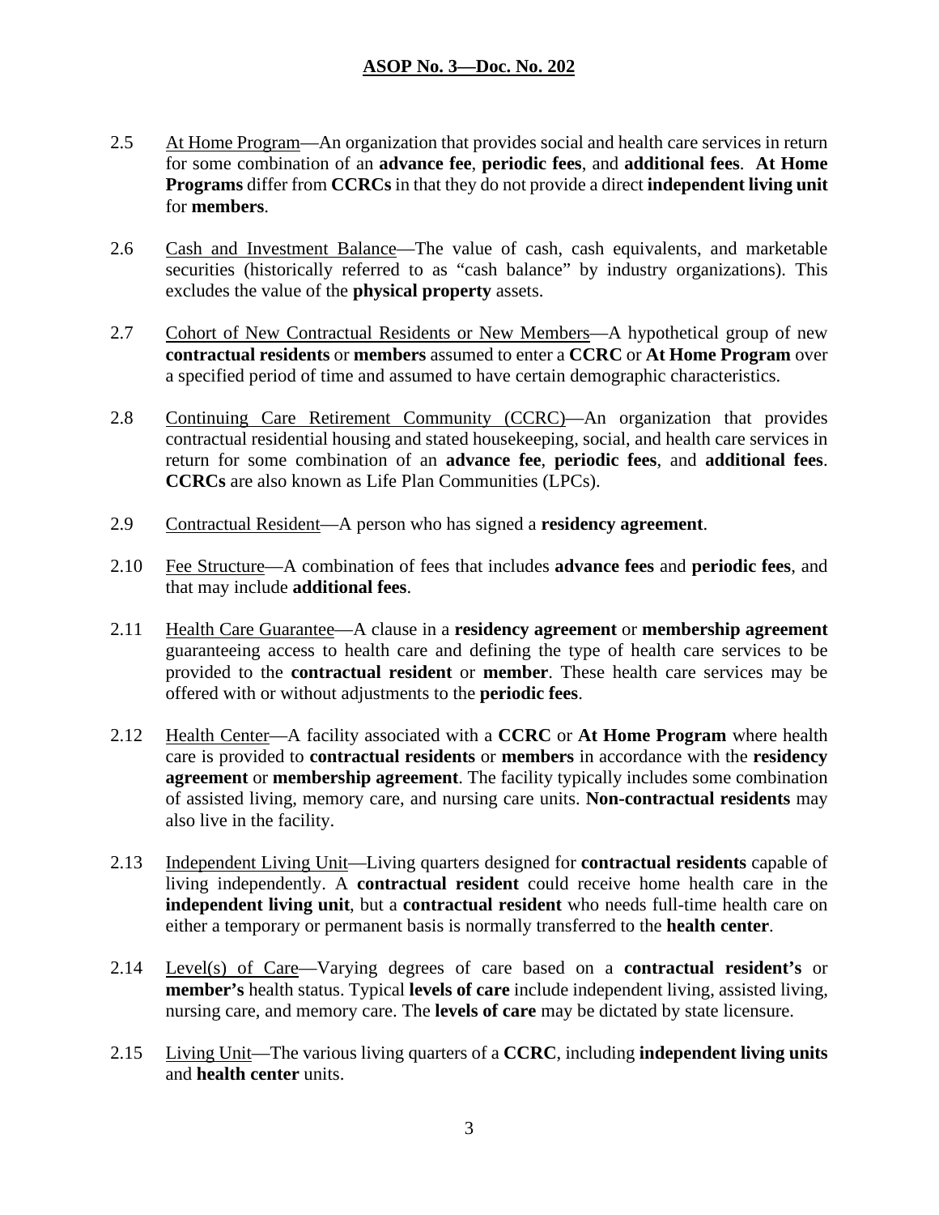2.5 At Home Program—An organization that provides social and health care services in return for some combination of an **advance fee**, **periodic fees**, and **additional fees**. **At Home Programs** differ from **CCRCs** in that they do not provide a direct **independent living unit** for **members**.

2.6 Cash and Investment Balance—The value of cash, cash equivalents, and marketable securities (historically referred to as “cash balance” by industry organizations). This excludes the value of the **physical property** assets.

2.7 Cohort of New Contractual Residents or New Members—A hypothetical group of new **contractual residents** or **members** assumed to enter a **CCRC** or **At Home Program** over a specified period of time and assumed to have certain demographic characteristics.

2.8 Continuing Care Retirement Community (CCRC)—An organization that provides contractual residential housing and stated housekeeping, social, and health care services in return for some combination of an **advance fee**, **periodic fees**, and **additional fees**. **CCRCs** are also known as Life Plan Communities (LPCs).

2.9 Contractual Resident—A person who has signed a **residency agreement**.

2.10 Fee Structure—A combination of fees that includes **advance fees** and **periodic fees**, and that may include **additional fees**.

2.11 Health Care Guarantee—A clause in a **residency agreement** or **membership agreement** guaranteeing access to health care and defining the type of health care services to be provided to the **contractual resident** or **member**. These health care services may be offered with or without adjustments to the **periodic fees**.

2.12 Health Center—A facility associated with a **CCRC** or **At Home Program** where health care is provided to **contractual residents** or **members** in accordance with the **residency agreement** or **membership agreement**. The facility typically includes some combination of assisted living, memory care, and nursing care units. **Non-contractual residents** may also live in the facility.

2.13 Independent Living Unit—Living quarters designed for **contractual residents** capable of living independently. A **contractual resident** could receive home health care in the **independent living unit**, but a **contractual resident** who needs full-time health care on either a temporary or permanent basis is normally transferred to the **health center**.

2.14 Level(s) of Care—Varying degrees of care based on a **contractual resident’s** or **member’s** health status. Typical **levels of care** include independent living, assisted living, nursing care, and memory care. The **levels of care** may be dictated by state licensure.

2.15 Living Unit—The various living quarters of a **CCRC**, including **independent living units** and **health center** units.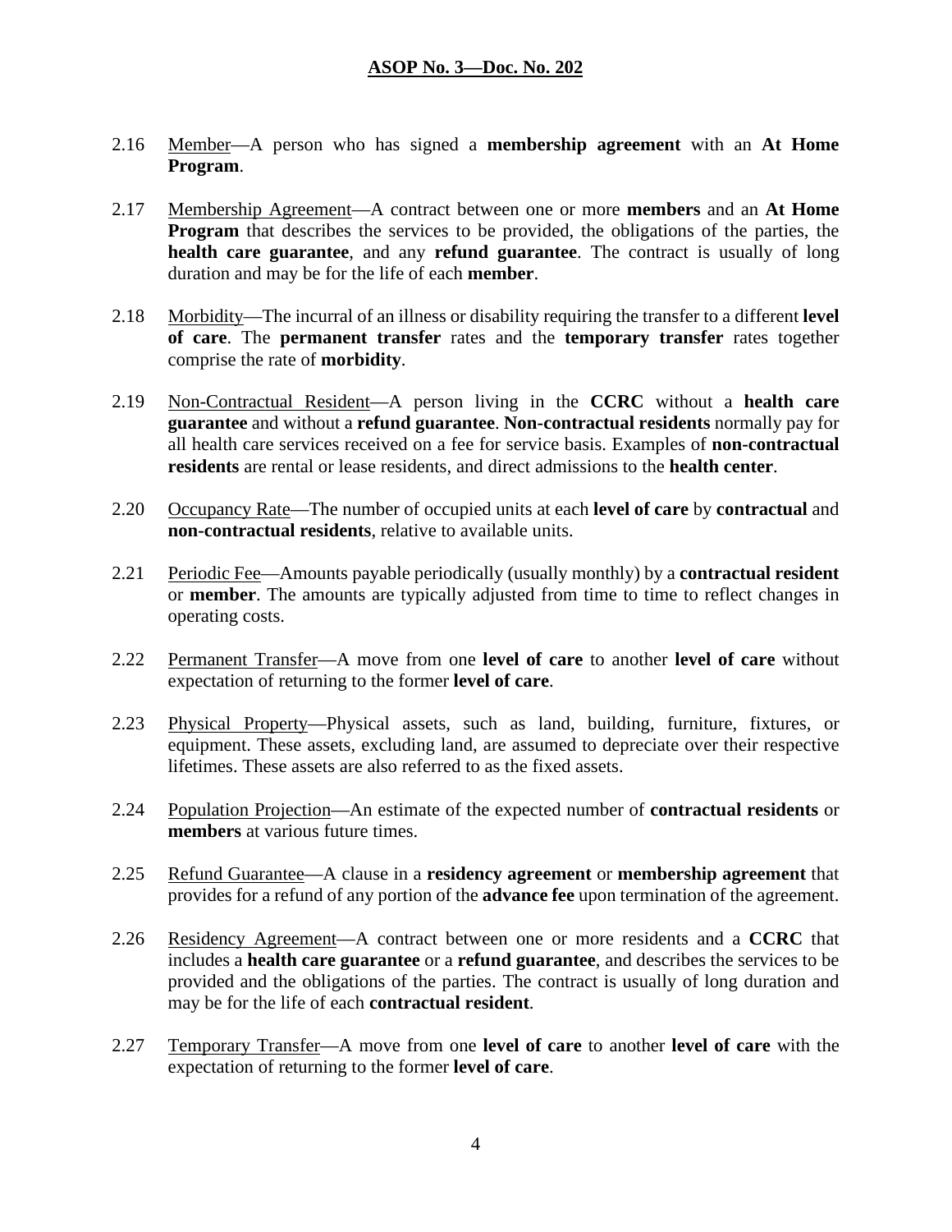2.16 Member—A person who has signed a **membership agreement** with an **At Home Program**.

2.17 Membership Agreement—A contract between one or more **members** and an **At Home Program** that describes the services to be provided, the obligations of the parties, the **health care guarantee**, and any **refund guarantee**. The contract is usually of long duration and may be for the life of each **member**.

2.18 Morbidity—The incurral of an illness or disability requiring the transfer to a different **level of care**. The **permanent transfer** rates and the **temporary transfer** rates together comprise the rate of **morbidity**.

2.19 Non-Contractual Resident—A person living in the **CCRC** without a **health care guarantee** and without a **refund guarantee**. **Non-contractual residents** normally pay for all health care services received on a fee for service basis. Examples of **non-contractual residents** are rental or lease residents, and direct admissions to the **health center**.

2.20 Occupancy Rate—The number of occupied units at each **level of care** by **contractual** and **non-contractual residents**, relative to available units.

2.21 Periodic Fee—Amounts payable periodically (usually monthly) by a **contractual resident** or **member**. The amounts are typically adjusted from time to time to reflect changes in operating costs.

2.22 Permanent Transfer—A move from one **level of care** to another **level of care** without expectation of returning to the former **level of care**.

2.23 Physical Property—Physical assets, such as land, building, furniture, fixtures, or equipment. These assets, excluding land, are assumed to depreciate over their respective lifetimes. These assets are also referred to as the fixed assets.

2.24 Population Projection—An estimate of the expected number of **contractual residents** or **members** at various future times.

2.25 Refund Guarantee—A clause in a **residency agreement** or **membership agreement** that provides for a refund of any portion of the **advance fee** upon termination of the agreement.

2.26 Residency Agreement—A contract between one or more residents and a **CCRC** that includes a **health care guarantee** or a **refund guarantee**, and describes the services to be provided and the obligations of the parties. The contract is usually of long duration and may be for the life of each **contractual resident**.

2.27 Temporary Transfer—A move from one **level of care** to another **level of care** with the expectation of returning to the former **level of care**.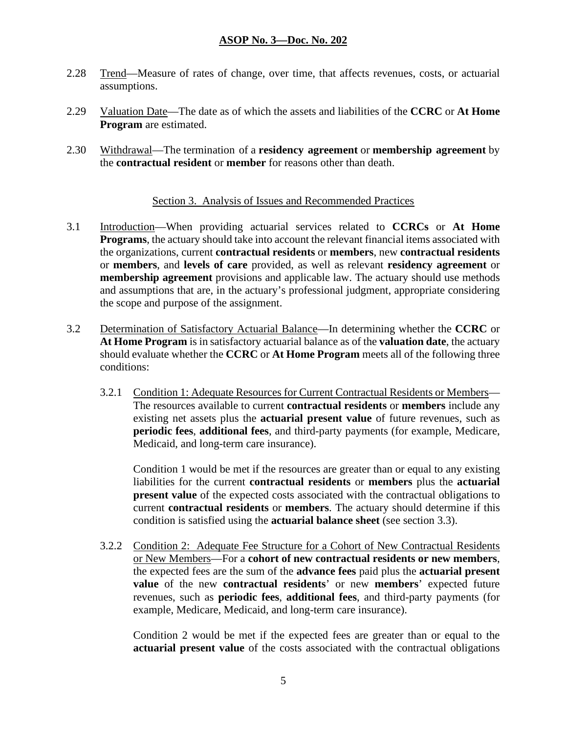2.28 Trend—Measure of rates of change, over time, that affects revenues, costs, or actuarial assumptions.

2.29 Valuation Date—The date as of which the assets and liabilities of the **CCRC** or **At Home Program** are estimated.

2.30 Withdrawal—The termination of a **residency agreement** or **membership agreement** by the **contractual resident** or **member** for reasons other than death.

## Section 3. Analysis of Issues and Recommended Practices

3.1 Introduction—When providing actuarial services related to **CCRCs** or **At Home Programs**, the actuary should take into account the relevant financial items associated with the organizations, current **contractual residents** or **members**, new **contractual residents** or **members**, and **levels of care** provided, as well as relevant **residency agreement** or **membership agreement** provisions and applicable law. The actuary should use methods and assumptions that are, in the actuary's professional judgment, appropriate considering the scope and purpose of the assignment.

3.2 Determination of Satisfactory Actuarial Balance—In determining whether the **CCRC** or **At Home Program** is in satisfactory actuarial balance as of the **valuation date**, the actuary should evaluate whether the **CCRC** or **At Home Program** meets all of the following three conditions:

3.2.1 Condition 1: Adequate Resources for Current Contractual Residents or Members—The resources available to current **contractual residents** or **members** include any existing net assets plus the **actuarial present value** of future revenues, such as **periodic fees**, **additional fees**, and third-party payments (for example, Medicare, Medicaid, and long-term care insurance).

Condition 1 would be met if the resources are greater than or equal to any existing liabilities for the current **contractual residents** or **members** plus the **actuarial present value** of the expected costs associated with the contractual obligations to current **contractual residents** or **members**. The actuary should determine if this condition is satisfied using the **actuarial balance sheet** (see section 3.3).

3.2.2 Condition 2: Adequate Fee Structure for a Cohort of New Contractual Residents or New Members—For a **cohort of new contractual residents or new members**, the expected fees are the sum of the **advance fees** paid plus the **actuarial present value** of the new **contractual residents**' or new **members**' expected future revenues, such as **periodic fees**, **additional fees**, and third-party payments (for example, Medicare, Medicaid, and long-term care insurance).

Condition 2 would be met if the expected fees are greater than or equal to the **actuarial present value** of the costs associated with the contractual obligations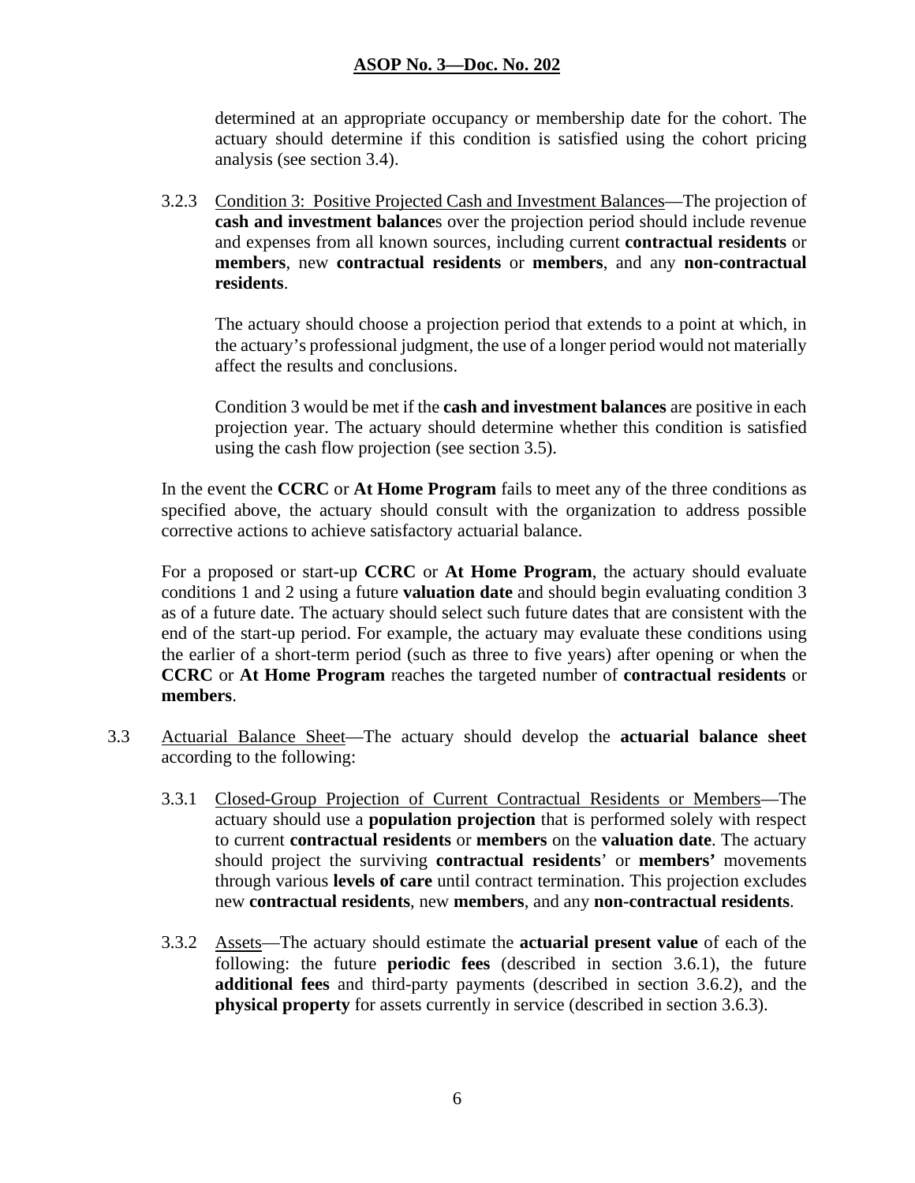determined at an appropriate occupancy or membership date for the cohort. The actuary should determine if this condition is satisfied using the cohort pricing analysis (see section 3.4).

3.2.3 Condition 3: Positive Projected Cash and Investment Balances—The projection of **cash and investment balance**s over the projection period should include revenue and expenses from all known sources, including current **contractual residents** or **members**, new **contractual residents** or **members**, and any **non-contractual residents**.

The actuary should choose a projection period that extends to a point at which, in the actuary's professional judgment, the use of a longer period would not materially affect the results and conclusions.

Condition 3 would be met if the **cash and investment balances** are positive in each projection year. The actuary should determine whether this condition is satisfied using the cash flow projection (see section 3.5).

In the event the **CCRC** or **At Home Program** fails to meet any of the three conditions as specified above, the actuary should consult with the organization to address possible corrective actions to achieve satisfactory actuarial balance.

For a proposed or start-up **CCRC** or **At Home Program**, the actuary should evaluate conditions 1 and 2 using a future **valuation date** and should begin evaluating condition 3 as of a future date. The actuary should select such future dates that are consistent with the end of the start-up period. For example, the actuary may evaluate these conditions using the earlier of a short-term period (such as three to five years) after opening or when the **CCRC** or **At Home Program** reaches the targeted number of **contractual residents** or **members**.

3.3 Actuarial Balance Sheet—The actuary should develop the **actuarial balance sheet** according to the following:

3.3.1 Closed-Group Projection of Current Contractual Residents or Members—The actuary should use a **population projection** that is performed solely with respect to current **contractual residents** or **members** on the **valuation date**. The actuary should project the surviving **contractual residents**' or **members'** movements through various **levels of care** until contract termination. This projection excludes new **contractual residents**, new **members**, and any **non-contractual residents**.

3.3.2 Assets—The actuary should estimate the **actuarial present value** of each of the following: the future **periodic fees** (described in section 3.6.1), the future **additional fees** and third-party payments (described in section 3.6.2), and the **physical property** for assets currently in service (described in section 3.6.3).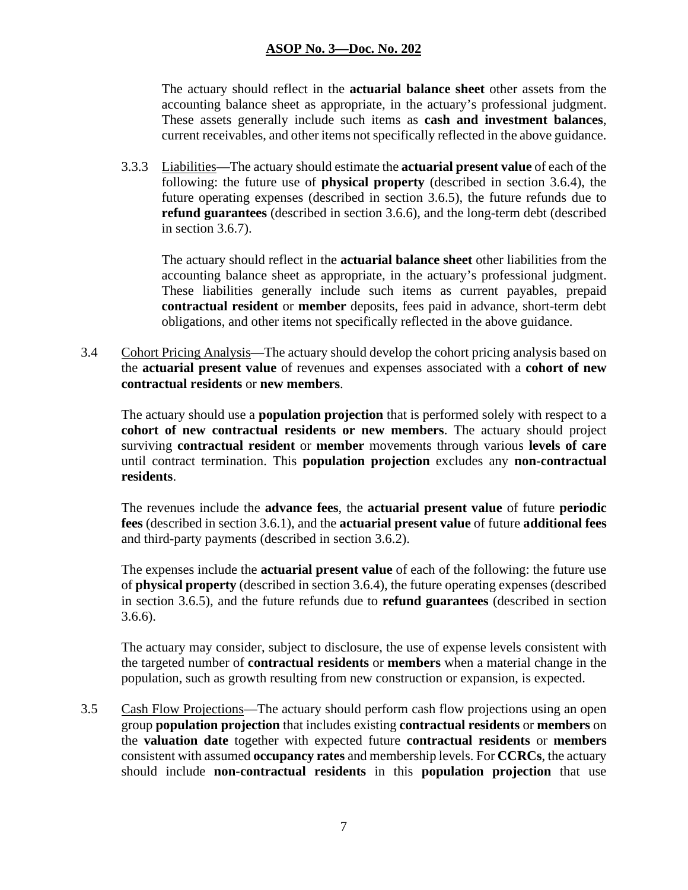The actuary should reflect in the **actuarial balance sheet** other assets from the accounting balance sheet as appropriate, in the actuary's professional judgment. These assets generally include such items as **cash and investment balances**, current receivables, and other items not specifically reflected in the above guidance.

3.3.3 Liabilities—The actuary should estimate the **actuarial present value** of each of the following: the future use of **physical property** (described in section 3.6.4), the future operating expenses (described in section 3.6.5), the future refunds due to **refund guarantees** (described in section 3.6.6), and the long-term debt (described in section 3.6.7).

The actuary should reflect in the **actuarial balance sheet** other liabilities from the accounting balance sheet as appropriate, in the actuary's professional judgment. These liabilities generally include such items as current payables, prepaid **contractual resident** or **member** deposits, fees paid in advance, short-term debt obligations, and other items not specifically reflected in the above guidance.

3.4 Cohort Pricing Analysis—The actuary should develop the cohort pricing analysis based on the **actuarial present value** of revenues and expenses associated with a **cohort of new contractual residents** or **new members**.

The actuary should use a **population projection** that is performed solely with respect to a **cohort of new contractual residents or new members**. The actuary should project surviving **contractual resident** or **member** movements through various **levels of care** until contract termination. This **population projection** excludes any **non-contractual residents**.

The revenues include the **advance fees**, the **actuarial present value** of future **periodic fees** (described in section 3.6.1), and the **actuarial present value** of future **additional fees** and third-party payments (described in section 3.6.2).

The expenses include the **actuarial present value** of each of the following: the future use of **physical property** (described in section 3.6.4), the future operating expenses (described in section 3.6.5), and the future refunds due to **refund guarantees** (described in section 3.6.6).

The actuary may consider, subject to disclosure, the use of expense levels consistent with the targeted number of **contractual residents** or **members** when a material change in the population, such as growth resulting from new construction or expansion, is expected.

3.5 Cash Flow Projections—The actuary should perform cash flow projections using an open group **population projection** that includes existing **contractual residents** or **members** on the **valuation date** together with expected future **contractual residents** or **members** consistent with assumed **occupancy rates** and membership levels. For **CCRCs**, the actuary should include **non-contractual residents** in this **population projection** that use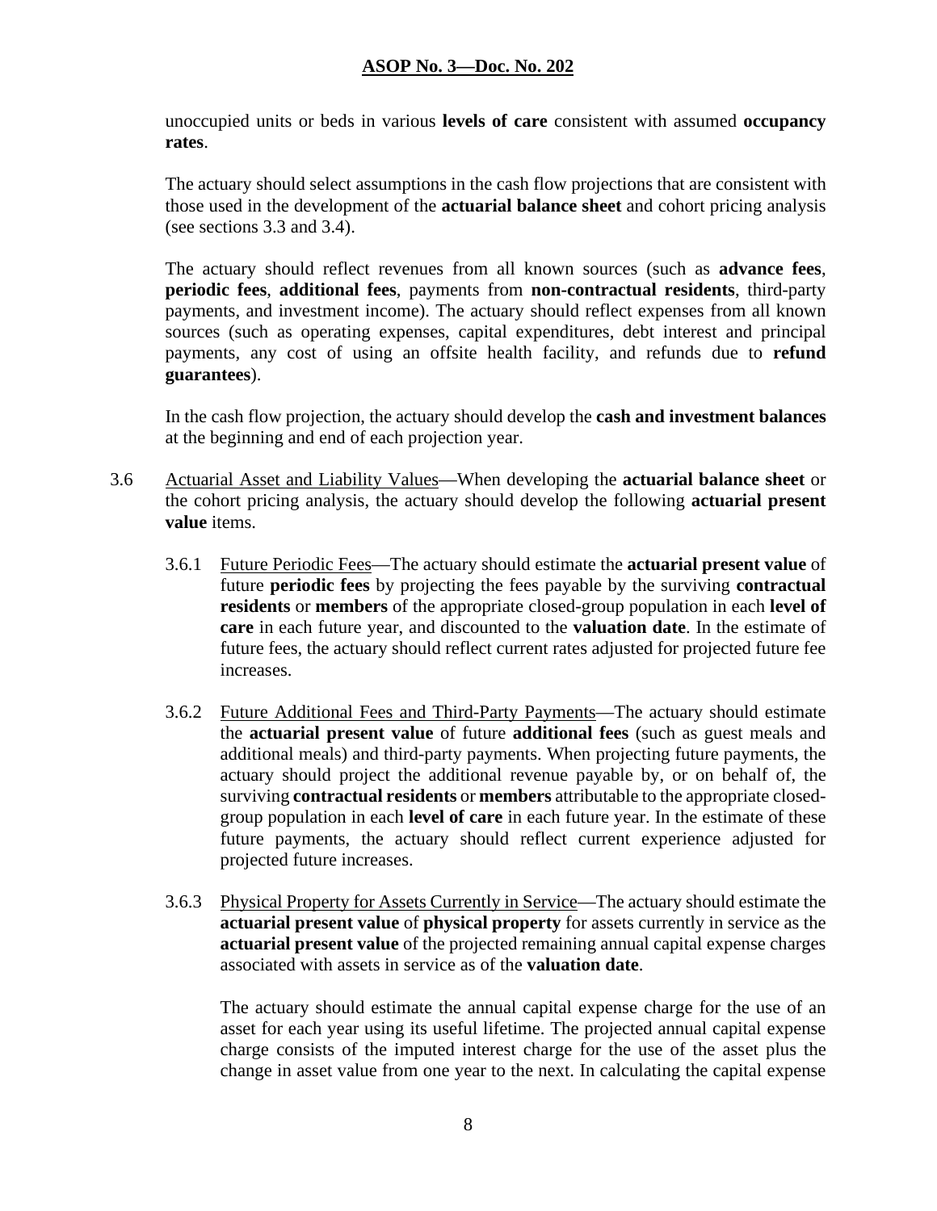unoccupied units or beds in various **levels of care** consistent with assumed **occupancy rates**.

The actuary should select assumptions in the cash flow projections that are consistent with those used in the development of the **actuarial balance sheet** and cohort pricing analysis (see sections 3.3 and 3.4).

The actuary should reflect revenues from all known sources (such as **advance fees**, **periodic fees**, **additional fees**, payments from **non-contractual residents**, third-party payments, and investment income). The actuary should reflect expenses from all known sources (such as operating expenses, capital expenditures, debt interest and principal payments, any cost of using an offsite health facility, and refunds due to **refund guarantees**).

In the cash flow projection, the actuary should develop the **cash and investment balances** at the beginning and end of each projection year.

3.6 Actuarial Asset and Liability Values—When developing the **actuarial balance sheet** or the cohort pricing analysis, the actuary should develop the following **actuarial present value** items.

3.6.1 Future Periodic Fees—The actuary should estimate the **actuarial present value** of future **periodic fees** by projecting the fees payable by the surviving **contractual residents** or **members** of the appropriate closed-group population in each **level of care** in each future year, and discounted to the **valuation date**. In the estimate of future fees, the actuary should reflect current rates adjusted for projected future fee increases.

3.6.2 Future Additional Fees and Third-Party Payments—The actuary should estimate the **actuarial present value** of future **additional fees** (such as guest meals and additional meals) and third-party payments. When projecting future payments, the actuary should project the additional revenue payable by, or on behalf of, the surviving **contractual residents** or **members** attributable to the appropriate closed-group population in each **level of care** in each future year. In the estimate of these future payments, the actuary should reflect current experience adjusted for projected future increases.

3.6.3 Physical Property for Assets Currently in Service—The actuary should estimate the **actuarial present value** of **physical property** for assets currently in service as the **actuarial present value** of the projected remaining annual capital expense charges associated with assets in service as of the **valuation date**.

The actuary should estimate the annual capital expense charge for the use of an asset for each year using its useful lifetime. The projected annual capital expense charge consists of the imputed interest charge for the use of the asset plus the change in asset value from one year to the next. In calculating the capital expense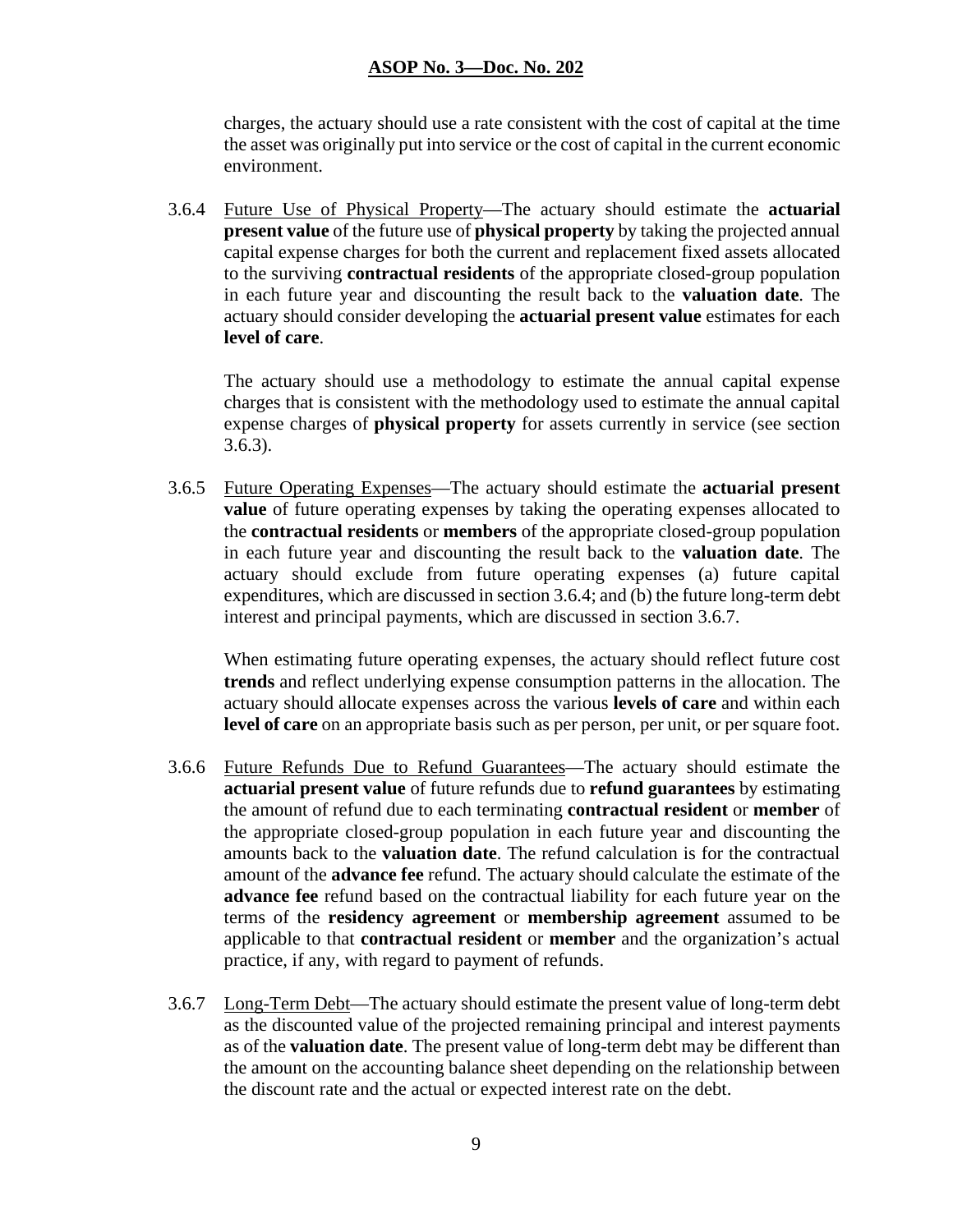charges, the actuary should use a rate consistent with the cost of capital at the time the asset was originally put into service or the cost of capital in the current economic environment.

3.6.4 Future Use of Physical Property—The actuary should estimate the **actuarial present value** of the future use of **physical property** by taking the projected annual capital expense charges for both the current and replacement fixed assets allocated to the surviving **contractual residents** of the appropriate closed-group population in each future year and discounting the result back to the **valuation date**. The actuary should consider developing the **actuarial present value** estimates for each **level of care**.

The actuary should use a methodology to estimate the annual capital expense charges that is consistent with the methodology used to estimate the annual capital expense charges of **physical property** for assets currently in service (see section 3.6.3).

3.6.5 Future Operating Expenses—The actuary should estimate the **actuarial present value** of future operating expenses by taking the operating expenses allocated to the **contractual residents** or **members** of the appropriate closed-group population in each future year and discounting the result back to the **valuation date**. The actuary should exclude from future operating expenses (a) future capital expenditures, which are discussed in section 3.6.4; and (b) the future long-term debt interest and principal payments, which are discussed in section 3.6.7.

When estimating future operating expenses, the actuary should reflect future cost **trends** and reflect underlying expense consumption patterns in the allocation. The actuary should allocate expenses across the various **levels of care** and within each **level of care** on an appropriate basis such as per person, per unit, or per square foot.

3.6.6 Future Refunds Due to Refund Guarantees—The actuary should estimate the **actuarial present value** of future refunds due to **refund guarantees** by estimating the amount of refund due to each terminating **contractual resident** or **member** of the appropriate closed-group population in each future year and discounting the amounts back to the **valuation date**. The refund calculation is for the contractual amount of the **advance fee** refund. The actuary should calculate the estimate of the **advance fee** refund based on the contractual liability for each future year on the terms of the **residency agreement** or **membership agreement** assumed to be applicable to that **contractual resident** or **member** and the organization's actual practice, if any, with regard to payment of refunds.

3.6.7 Long-Term Debt—The actuary should estimate the present value of long-term debt as the discounted value of the projected remaining principal and interest payments as of the **valuation date**. The present value of long-term debt may be different than the amount on the accounting balance sheet depending on the relationship between the discount rate and the actual or expected interest rate on the debt.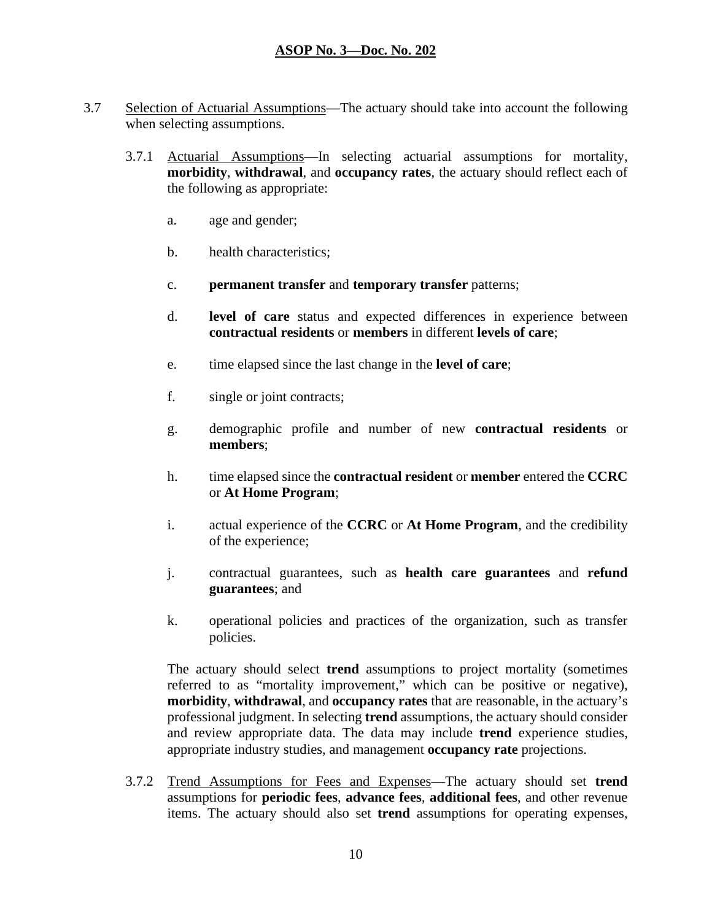3.7 Selection of Actuarial Assumptions—The actuary should take into account the following when selecting assumptions.

3.7.1 Actuarial Assumptions—In selecting actuarial assumptions for mortality, **morbidity**, **withdrawal**, and **occupancy rates**, the actuary should reflect each of the following as appropriate:

a. age and gender;

b. health characteristics;

c. **permanent transfer** and **temporary transfer** patterns;

d. **level of care** status and expected differences in experience between **contractual residents** or **members** in different **levels of care**;

e. time elapsed since the last change in the **level of care**;

f. single or joint contracts;

g. demographic profile and number of new **contractual residents** or **members**;

h. time elapsed since the **contractual resident** or **member** entered the **CCRC** or **At Home Program**;

i. actual experience of the **CCRC** or **At Home Program**, and the credibility of the experience;

j. contractual guarantees, such as **health care guarantees** and **refund guarantees**; and

k. operational policies and practices of the organization, such as transfer policies.

The actuary should select **trend** assumptions to project mortality (sometimes referred to as "mortality improvement," which can be positive or negative), **morbidity**, **withdrawal**, and **occupancy rates** that are reasonable, in the actuary's professional judgment. In selecting **trend** assumptions, the actuary should consider and review appropriate data. The data may include **trend** experience studies, appropriate industry studies, and management **occupancy rate** projections.

3.7.2 Trend Assumptions for Fees and Expenses—The actuary should set **trend** assumptions for **periodic fees**, **advance fees**, **additional fees**, and other revenue items. The actuary should also set **trend** assumptions for operating expenses,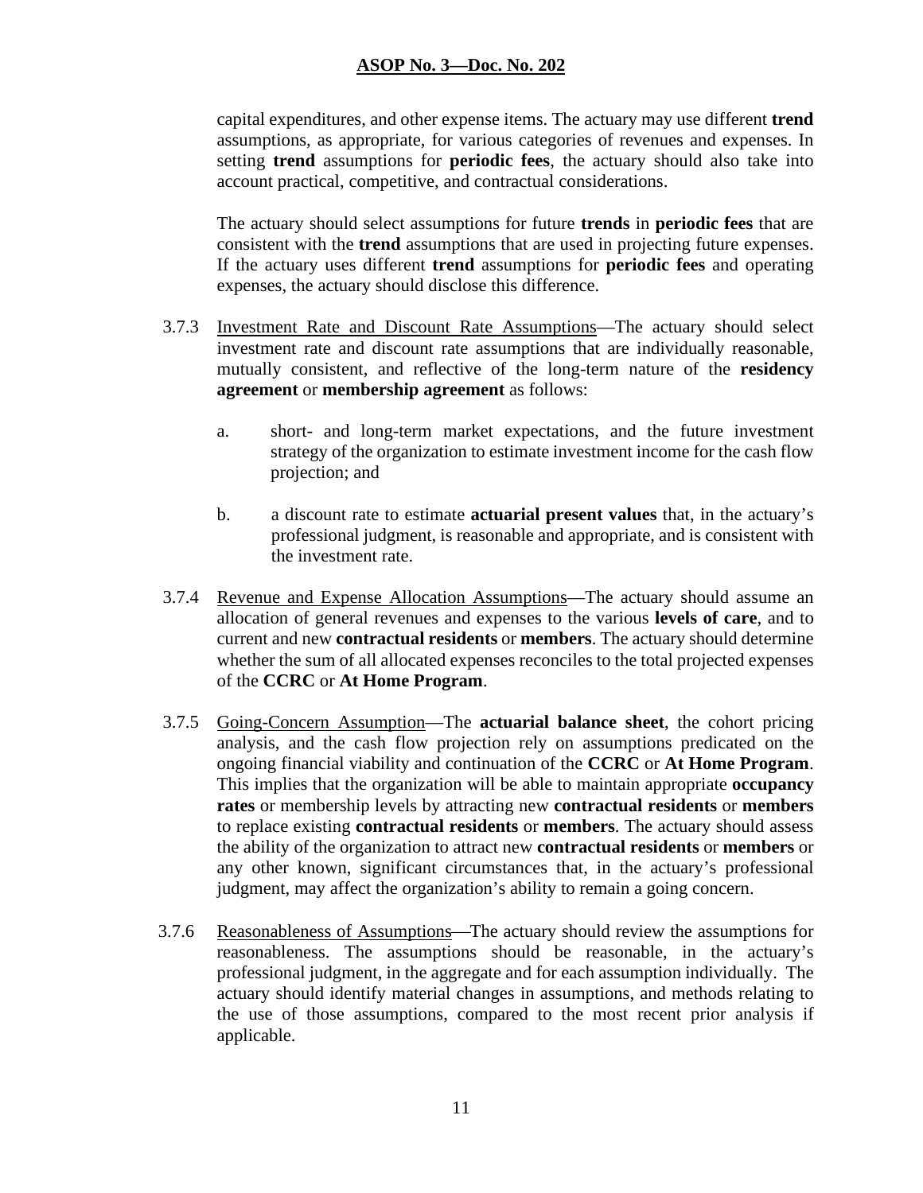capital expenditures, and other expense items. The actuary may use different **trend** assumptions, as appropriate, for various categories of revenues and expenses. In setting **trend** assumptions for **periodic fees**, the actuary should also take into account practical, competitive, and contractual considerations.

The actuary should select assumptions for future **trends** in **periodic fees** that are consistent with the **trend** assumptions that are used in projecting future expenses. If the actuary uses different **trend** assumptions for **periodic fees** and operating expenses, the actuary should disclose this difference.

3.7.3 Investment Rate and Discount Rate Assumptions—The actuary should select investment rate and discount rate assumptions that are individually reasonable, mutually consistent, and reflective of the long-term nature of the **residency agreement** or **membership agreement** as follows:

a. short- and long-term market expectations, and the future investment strategy of the organization to estimate investment income for the cash flow projection; and

b. a discount rate to estimate **actuarial present values** that, in the actuary's professional judgment, is reasonable and appropriate, and is consistent with the investment rate.

3.7.4 Revenue and Expense Allocation Assumptions—The actuary should assume an allocation of general revenues and expenses to the various **levels of care**, and to current and new **contractual residents** or **members**. The actuary should determine whether the sum of all allocated expenses reconciles to the total projected expenses of the **CCRC** or **At Home Program**.

3.7.5 Going-Concern Assumption—The **actuarial balance sheet**, the cohort pricing analysis, and the cash flow projection rely on assumptions predicated on the ongoing financial viability and continuation of the **CCRC** or **At Home Program**. This implies that the organization will be able to maintain appropriate **occupancy rates** or membership levels by attracting new **contractual residents** or **members** to replace existing **contractual residents** or **members**. The actuary should assess the ability of the organization to attract new **contractual residents** or **members** or any other known, significant circumstances that, in the actuary's professional judgment, may affect the organization's ability to remain a going concern.

3.7.6 Reasonableness of Assumptions—The actuary should review the assumptions for reasonableness. The assumptions should be reasonable, in the actuary's professional judgment, in the aggregate and for each assumption individually. The actuary should identify material changes in assumptions, and methods relating to the use of those assumptions, compared to the most recent prior analysis if applicable.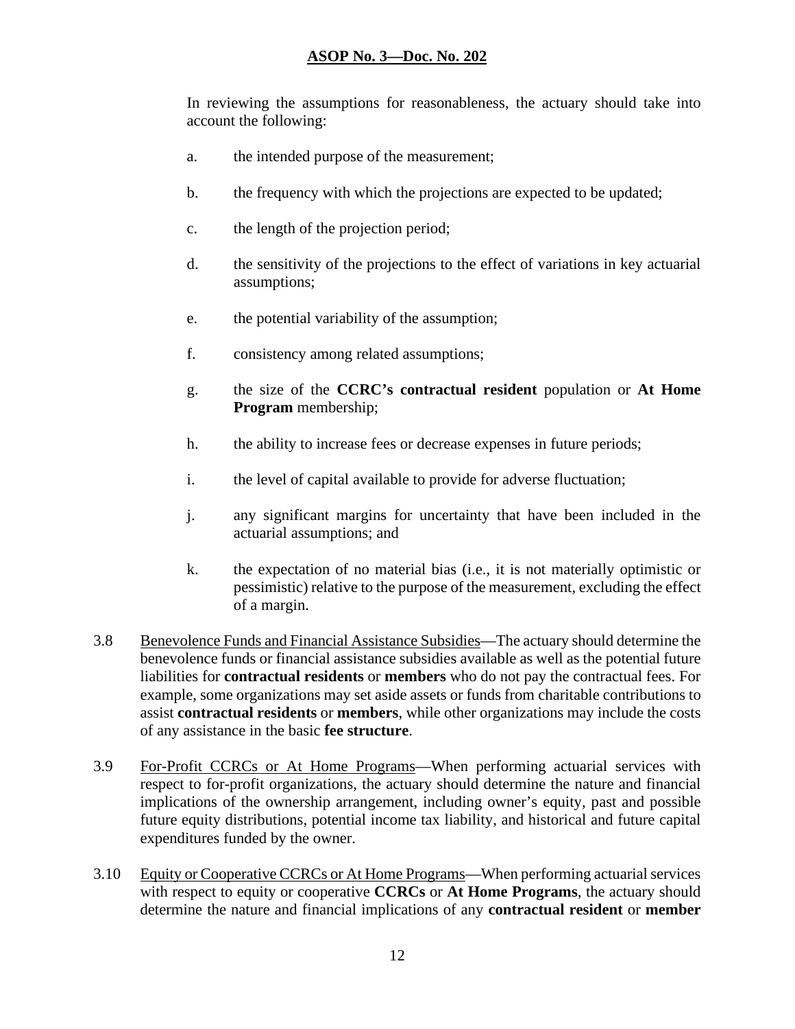In reviewing the assumptions for reasonableness, the actuary should take into account the following:

a. the intended purpose of the measurement;

b. the frequency with which the projections are expected to be updated;

c. the length of the projection period;

d. the sensitivity of the projections to the effect of variations in key actuarial assumptions;

e. the potential variability of the assumption;

f. consistency among related assumptions;

g. the size of the **CCRC's contractual resident** population or **At Home Program** membership;

h. the ability to increase fees or decrease expenses in future periods;

i. the level of capital available to provide for adverse fluctuation;

j. any significant margins for uncertainty that have been included in the actuarial assumptions; and

k. the expectation of no material bias (i.e., it is not materially optimistic or pessimistic) relative to the purpose of the measurement, excluding the effect of a margin.

3.8 Benevolence Funds and Financial Assistance Subsidies—The actuary should determine the benevolence funds or financial assistance subsidies available as well as the potential future liabilities for **contractual residents** or **members** who do not pay the contractual fees. For example, some organizations may set aside assets or funds from charitable contributions to assist **contractual residents** or **members**, while other organizations may include the costs of any assistance in the basic **fee structure**.

3.9 For-Profit CCRCs or At Home Programs—When performing actuarial services with respect to for-profit organizations, the actuary should determine the nature and financial implications of the ownership arrangement, including owner's equity, past and possible future equity distributions, potential income tax liability, and historical and future capital expenditures funded by the owner.

3.10 Equity or Cooperative CCRCs or At Home Programs—When performing actuarial services with respect to equity or cooperative **CCRCs** or **At Home Programs**, the actuary should determine the nature and financial implications of any **contractual resident** or **member**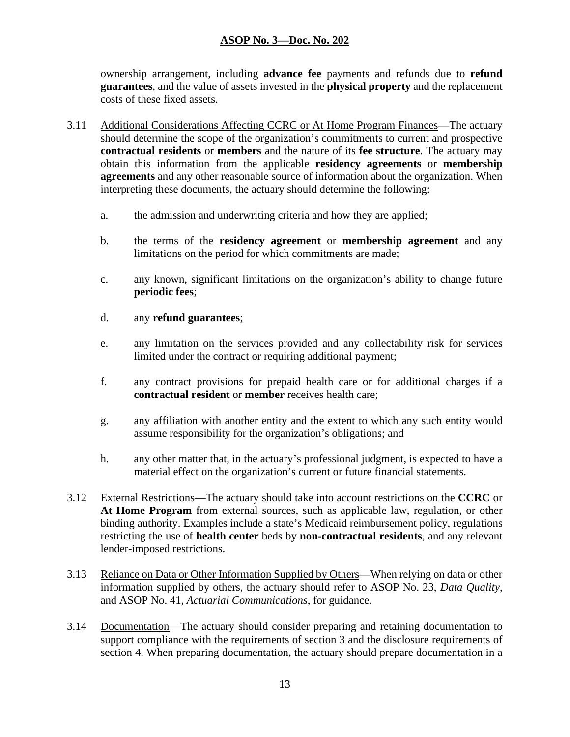ownership arrangement, including **advance fee** payments and refunds due to **refund guarantees**, and the value of assets invested in the **physical property** and the replacement costs of these fixed assets.

3.11 Additional Considerations Affecting CCRC or At Home Program Finances—The actuary should determine the scope of the organization's commitments to current and prospective **contractual residents** or **members** and the nature of its **fee structure**. The actuary may obtain this information from the applicable **residency agreements** or **membership agreements** and any other reasonable source of information about the organization. When interpreting these documents, the actuary should determine the following:

a. the admission and underwriting criteria and how they are applied;

b. the terms of the **residency agreement** or **membership agreement** and any limitations on the period for which commitments are made;

c. any known, significant limitations on the organization's ability to change future **periodic fees**;

d. any **refund guarantees**;

e. any limitation on the services provided and any collectability risk for services limited under the contract or requiring additional payment;

f. any contract provisions for prepaid health care or for additional charges if a **contractual resident** or **member** receives health care;

g. any affiliation with another entity and the extent to which any such entity would assume responsibility for the organization's obligations; and

h. any other matter that, in the actuary's professional judgment, is expected to have a material effect on the organization's current or future financial statements.

3.12 External Restrictions—The actuary should take into account restrictions on the **CCRC** or **At Home Program** from external sources, such as applicable law, regulation, or other binding authority. Examples include a state's Medicaid reimbursement policy, regulations restricting the use of **health center** beds by **non-contractual residents**, and any relevant lender-imposed restrictions.

3.13 Reliance on Data or Other Information Supplied by Others—When relying on data or other information supplied by others, the actuary should refer to ASOP No. 23, *Data Quality*, and ASOP No. 41, *Actuarial Communications*, for guidance.

3.14 Documentation—The actuary should consider preparing and retaining documentation to support compliance with the requirements of section 3 and the disclosure requirements of section 4. When preparing documentation, the actuary should prepare documentation in a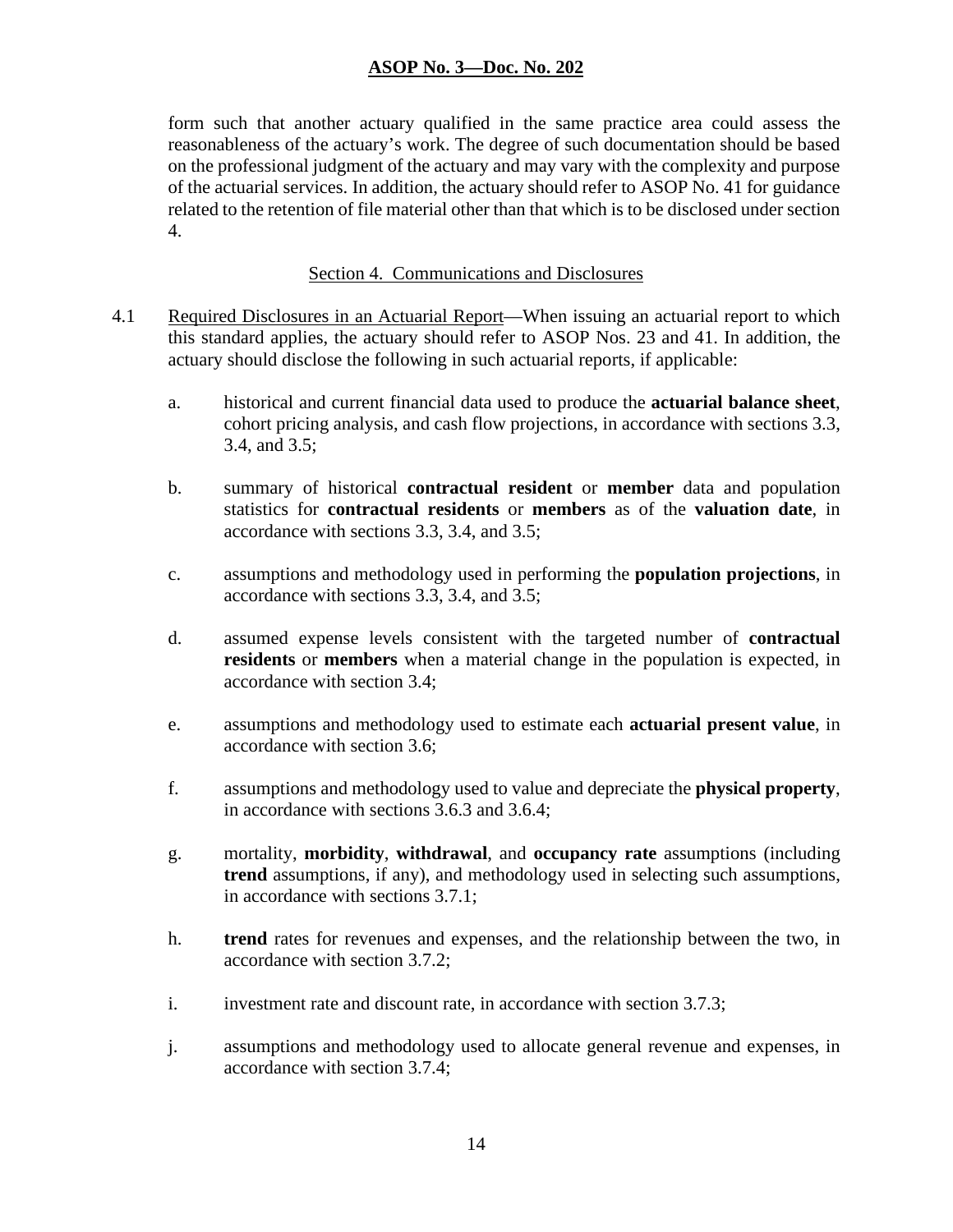form such that another actuary qualified in the same practice area could assess the reasonableness of the actuary's work. The degree of such documentation should be based on the professional judgment of the actuary and may vary with the complexity and purpose of the actuarial services. In addition, the actuary should refer to ASOP No. 41 for guidance related to the retention of file material other than that which is to be disclosed under section 4.

## Section 4. Communications and Disclosures

4.1 Required Disclosures in an Actuarial Report—When issuing an actuarial report to which this standard applies, the actuary should refer to ASOP Nos. 23 and 41. In addition, the actuary should disclose the following in such actuarial reports, if applicable:

a. historical and current financial data used to produce the **actuarial balance sheet**, cohort pricing analysis, and cash flow projections, in accordance with sections 3.3, 3.4, and 3.5;

b. summary of historical **contractual resident** or **member** data and population statistics for **contractual residents** or **members** as of the **valuation date**, in accordance with sections 3.3, 3.4, and 3.5;

c. assumptions and methodology used in performing the **population projections**, in accordance with sections 3.3, 3.4, and 3.5;

d. assumed expense levels consistent with the targeted number of **contractual residents** or **members** when a material change in the population is expected, in accordance with section 3.4;

e. assumptions and methodology used to estimate each **actuarial present value**, in accordance with section 3.6;

f. assumptions and methodology used to value and depreciate the **physical property**, in accordance with sections 3.6.3 and 3.6.4;

g. mortality, **morbidity**, **withdrawal**, and **occupancy rate** assumptions (including **trend** assumptions, if any), and methodology used in selecting such assumptions, in accordance with sections 3.7.1;

h. **trend** rates for revenues and expenses, and the relationship between the two, in accordance with section 3.7.2;

i. investment rate and discount rate, in accordance with section 3.7.3;

j. assumptions and methodology used to allocate general revenue and expenses, in accordance with section 3.7.4;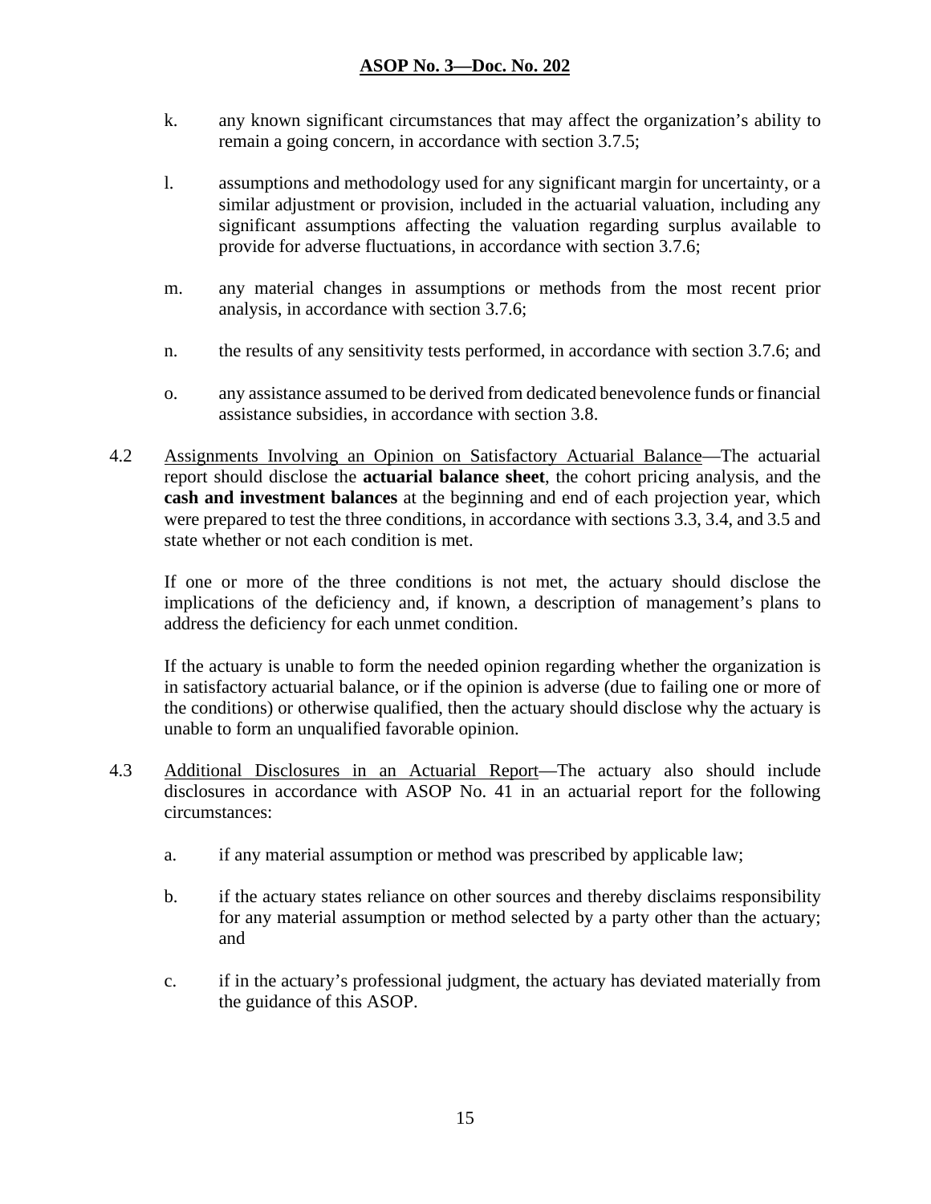k. any known significant circumstances that may affect the organization's ability to remain a going concern, in accordance with section 3.7.5;

l. assumptions and methodology used for any significant margin for uncertainty, or a similar adjustment or provision, included in the actuarial valuation, including any significant assumptions affecting the valuation regarding surplus available to provide for adverse fluctuations, in accordance with section 3.7.6;

m. any material changes in assumptions or methods from the most recent prior analysis, in accordance with section 3.7.6;

n. the results of any sensitivity tests performed, in accordance with section 3.7.6; and

o. any assistance assumed to be derived from dedicated benevolence funds or financial assistance subsidies, in accordance with section 3.8.

4.2 Assignments Involving an Opinion on Satisfactory Actuarial Balance—The actuarial report should disclose the **actuarial balance sheet**, the cohort pricing analysis, and the **cash and investment balances** at the beginning and end of each projection year, which were prepared to test the three conditions, in accordance with sections 3.3, 3.4, and 3.5 and state whether or not each condition is met.

If one or more of the three conditions is not met, the actuary should disclose the implications of the deficiency and, if known, a description of management's plans to address the deficiency for each unmet condition.

If the actuary is unable to form the needed opinion regarding whether the organization is in satisfactory actuarial balance, or if the opinion is adverse (due to failing one or more of the conditions) or otherwise qualified, then the actuary should disclose why the actuary is unable to form an unqualified favorable opinion.

4.3 Additional Disclosures in an Actuarial Report—The actuary also should include disclosures in accordance with ASOP No. 41 in an actuarial report for the following circumstances:

a. if any material assumption or method was prescribed by applicable law;

b. if the actuary states reliance on other sources and thereby disclaims responsibility for any material assumption or method selected by a party other than the actuary; and

c. if in the actuary's professional judgment, the actuary has deviated materially from the guidance of this ASOP.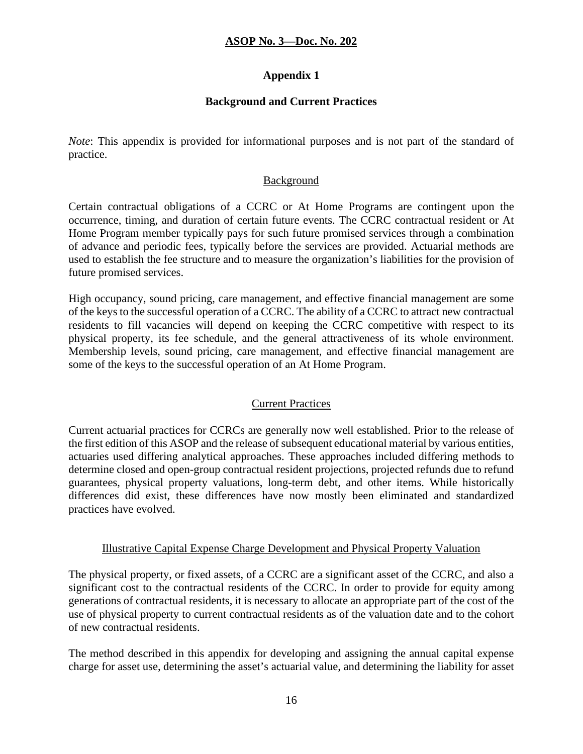# Appendix 1

## Background and Current Practices

*Note*: This appendix is provided for informational purposes and is not part of the standard of practice.

### Background

Certain contractual obligations of a CCRC or At Home Programs are contingent upon the occurrence, timing, and duration of certain future events. The CCRC contractual resident or At Home Program member typically pays for such future promised services through a combination of advance and periodic fees, typically before the services are provided. Actuarial methods are used to establish the fee structure and to measure the organization's liabilities for the provision of future promised services.

High occupancy, sound pricing, care management, and effective financial management are some of the keys to the successful operation of a CCRC. The ability of a CCRC to attract new contractual residents to fill vacancies will depend on keeping the CCRC competitive with respect to its physical property, its fee schedule, and the general attractiveness of its whole environment. Membership levels, sound pricing, care management, and effective financial management are some of the keys to the successful operation of an At Home Program.

### Current Practices

Current actuarial practices for CCRCs are generally now well established. Prior to the release of the first edition of this ASOP and the release of subsequent educational material by various entities, actuaries used differing analytical approaches. These approaches included differing methods to determine closed and open-group contractual resident projections, projected refunds due to refund guarantees, physical property valuations, long-term debt, and other items. While historically differences did exist, these differences have now mostly been eliminated and standardized practices have evolved.

### Illustrative Capital Expense Charge Development and Physical Property Valuation

The physical property, or fixed assets, of a CCRC are a significant asset of the CCRC, and also a significant cost to the contractual residents of the CCRC. In order to provide for equity among generations of contractual residents, it is necessary to allocate an appropriate part of the cost of the use of physical property to current contractual residents as of the valuation date and to the cohort of new contractual residents.

The method described in this appendix for developing and assigning the annual capital expense charge for asset use, determining the asset's actuarial value, and determining the liability for asset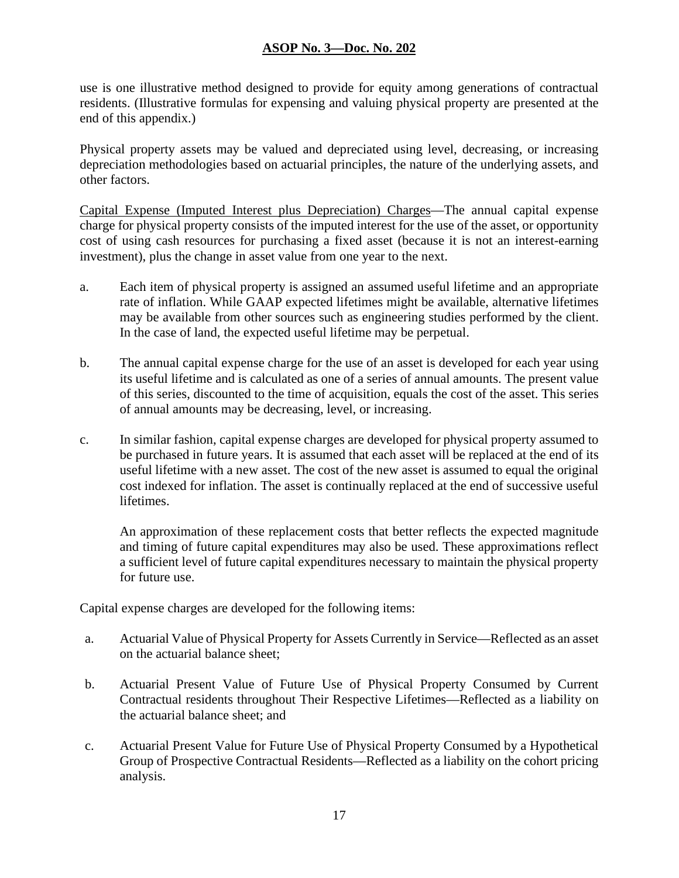use is one illustrative method designed to provide for equity among generations of contractual residents. (Illustrative formulas for expensing and valuing physical property are presented at the end of this appendix.)

Physical property assets may be valued and depreciated using level, decreasing, or increasing depreciation methodologies based on actuarial principles, the nature of the underlying assets, and other factors.

Capital Expense (Imputed Interest plus Depreciation) Charges—The annual capital expense charge for physical property consists of the imputed interest for the use of the asset, or opportunity cost of using cash resources for purchasing a fixed asset (because it is not an interest-earning investment), plus the change in asset value from one year to the next.

a. Each item of physical property is assigned an assumed useful lifetime and an appropriate rate of inflation. While GAAP expected lifetimes might be available, alternative lifetimes may be available from other sources such as engineering studies performed by the client. In the case of land, the expected useful lifetime may be perpetual.

b. The annual capital expense charge for the use of an asset is developed for each year using its useful lifetime and is calculated as one of a series of annual amounts. The present value of this series, discounted to the time of acquisition, equals the cost of the asset. This series of annual amounts may be decreasing, level, or increasing.

c. In similar fashion, capital expense charges are developed for physical property assumed to be purchased in future years. It is assumed that each asset will be replaced at the end of its useful lifetime with a new asset. The cost of the new asset is assumed to equal the original cost indexed for inflation. The asset is continually replaced at the end of successive useful lifetimes.

   An approximation of these replacement costs that better reflects the expected magnitude and timing of future capital expenditures may also be used. These approximations reflect a sufficient level of future capital expenditures necessary to maintain the physical property for future use.

Capital expense charges are developed for the following items:

a. Actuarial Value of Physical Property for Assets Currently in Service—Reflected as an asset on the actuarial balance sheet;

b. Actuarial Present Value of Future Use of Physical Property Consumed by Current Contractual residents throughout Their Respective Lifetimes—Reflected as a liability on the actuarial balance sheet; and

c. Actuarial Present Value for Future Use of Physical Property Consumed by a Hypothetical Group of Prospective Contractual Residents—Reflected as a liability on the cohort pricing analysis.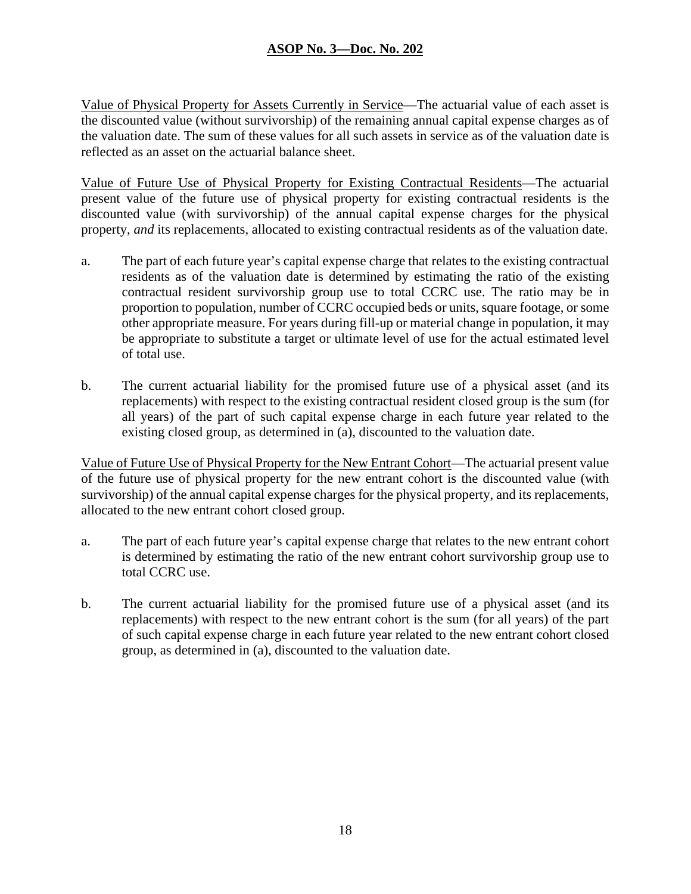Value of Physical Property for Assets Currently in Service—The actuarial value of each asset is the discounted value (without survivorship) of the remaining annual capital expense charges as of the valuation date. The sum of these values for all such assets in service as of the valuation date is reflected as an asset on the actuarial balance sheet.

Value of Future Use of Physical Property for Existing Contractual Residents—The actuarial present value of the future use of physical property for existing contractual residents is the discounted value (with survivorship) of the annual capital expense charges for the physical property, *and* its replacements, allocated to existing contractual residents as of the valuation date.

a. The part of each future year's capital expense charge that relates to the existing contractual residents as of the valuation date is determined by estimating the ratio of the existing contractual resident survivorship group use to total CCRC use. The ratio may be in proportion to population, number of CCRC occupied beds or units, square footage, or some other appropriate measure. For years during fill-up or material change in population, it may be appropriate to substitute a target or ultimate level of use for the actual estimated level of total use.

b. The current actuarial liability for the promised future use of a physical asset (and its replacements) with respect to the existing contractual resident closed group is the sum (for all years) of the part of such capital expense charge in each future year related to the existing closed group, as determined in (a), discounted to the valuation date.

Value of Future Use of Physical Property for the New Entrant Cohort—The actuarial present value of the future use of physical property for the new entrant cohort is the discounted value (with survivorship) of the annual capital expense charges for the physical property, and its replacements, allocated to the new entrant cohort closed group.

a. The part of each future year's capital expense charge that relates to the new entrant cohort is determined by estimating the ratio of the new entrant cohort survivorship group use to total CCRC use.

b. The current actuarial liability for the promised future use of a physical asset (and its replacements) with respect to the new entrant cohort is the sum (for all years) of the part of such capital expense charge in each future year related to the new entrant cohort closed group, as determined in (a), discounted to the valuation date.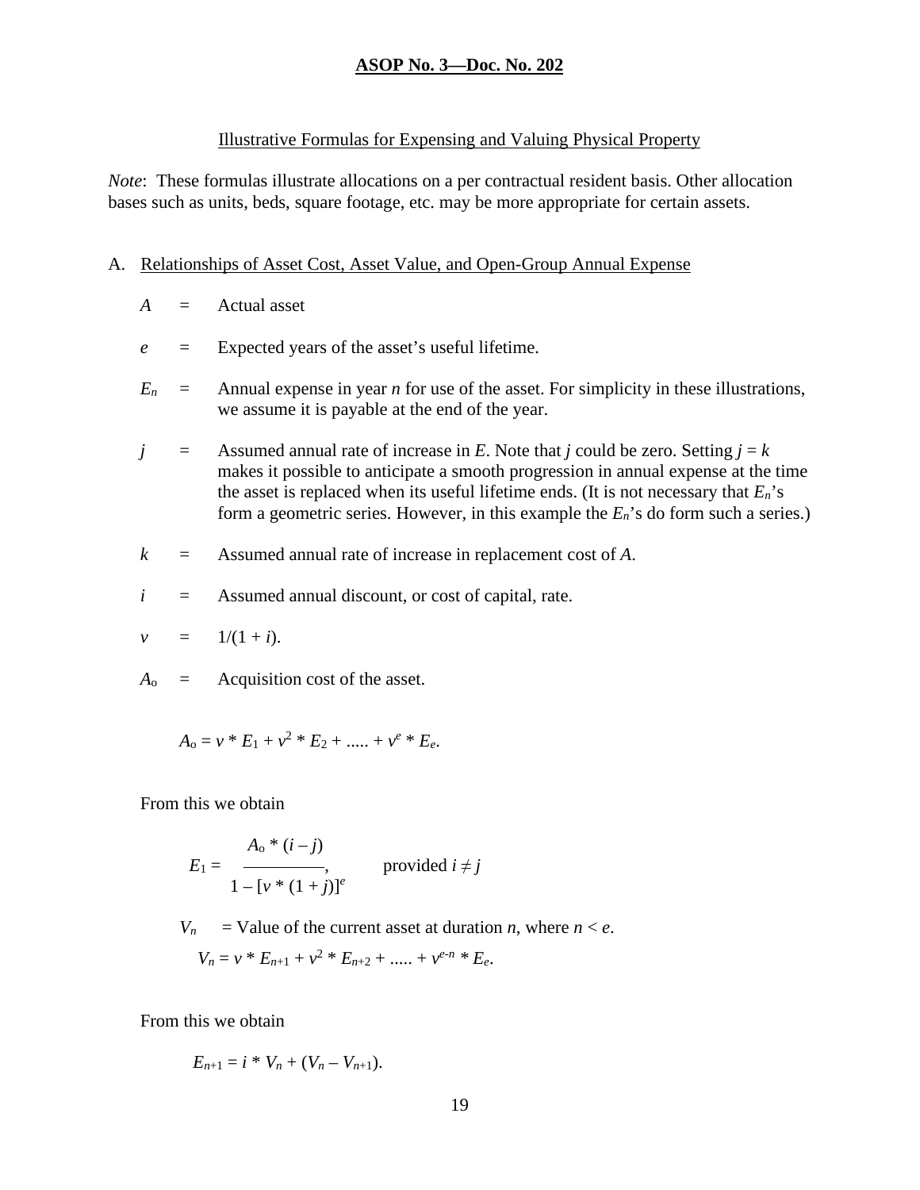# ASOP No. 3—Doc. No. 202

## Illustrative Formulas for Expensing and Valuing Physical Property

*Note*: These formulas illustrate allocations on a per contractual resident basis. Other allocation bases such as units, beds, square footage, etc. may be more appropriate for certain assets.

### A. Relationships of Asset Cost, Asset Value, and Open-Group Annual Expense

$A$ = Actual asset

$e$ = Expected years of the asset's useful lifetime.

$E_n$ = Annual expense in year $n$ for use of the asset. For simplicity in these illustrations, we assume it is payable at the end of the year.

$j$ = Assumed annual rate of increase in $E$. Note that $j$ could be zero. Setting $j = k$ makes it possible to anticipate a smooth progression in annual expense at the time the asset is replaced when its useful lifetime ends. (It is not necessary that $E_n$'s form a geometric series. However, in this example the $E_n$'s do form such a series.)

$k$ = Assumed annual rate of increase in replacement cost of $A$.

$i$ = Assumed annual discount, or cost of capital, rate.

$v$ = $1/(1 + i)$.

$A_o$ = Acquisition cost of the asset.

$$A_o = v * E_1 + v^2 * E_2 + ..... + v^e * E_e.$$

From this we obtain

$$E_1 = \frac{A_o * (i - j)}{1 - [v * (1 + j)]^e}, \qquad \text{provided } i \neq j$$

$V_n$ = Value of the current asset at duration $n$, where $n < e$.

$$V_n = v * E_{n+1} + v^2 * E_{n+2} + ..... + v^{e-n} * E_e.$$

From this we obtain

$$E_{n+1} = i * V_n + (V_n - V_{n+1}).$$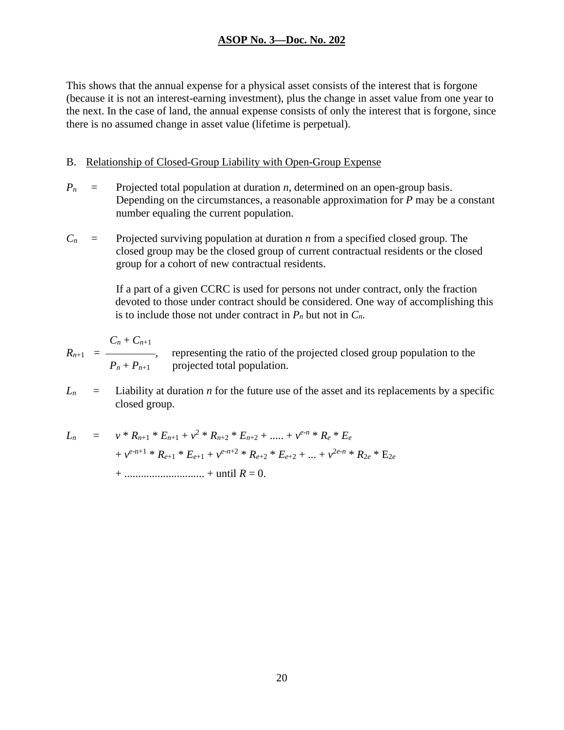This shows that the annual expense for a physical asset consists of the interest that is forgone (because it is not an interest-earning investment), plus the change in asset value from one year to the next. In the case of land, the annual expense consists of only the interest that is forgone, since there is no assumed change in asset value (lifetime is perpetual).

B. Relationship of Closed-Group Liability with Open-Group Expense

$P_n$ = Projected total population at duration $n$, determined on an open-group basis. Depending on the circumstances, a reasonable approximation for $P$ may be a constant number equaling the current population.

$C_n$ = Projected surviving population at duration $n$ from a specified closed group. The closed group may be the closed group of current contractual residents or the closed group for a cohort of new contractual residents.

If a part of a given CCRC is used for persons not under contract, only the fraction devoted to those under contract should be considered. One way of accomplishing this is to include those not under contract in $P_n$ but not in $C_n$.

$$R_{n+1} = \frac{C_n + C_{n+1}}{P_n + P_{n+1}},$$ representing the ratio of the projected closed group population to the projected total population.

$L_n$ = Liability at duration $n$ for the future use of the asset and its replacements by a specific closed group.

$$L_n = v * R_{n+1} * E_{n+1} + v^2 * R_{n+2} * E_{n+2} + ..... + v^{e-n} * R_e * E_e$$
$$+ v^{e-n+1} * R_{e+1} * E_{e+1} + v^{e-n+2} * R_{e+2} * E_{e+2} + ... + v^{2e-n} * R_{2e} * E_{2e}$$
$$+ ............................ + \text{until } R = 0.$$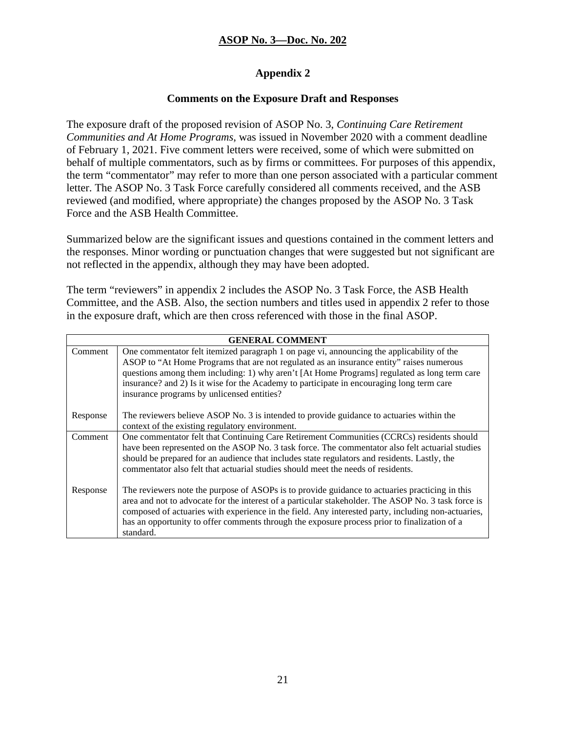## Appendix 2

### Comments on the Exposure Draft and Responses

The exposure draft of the proposed revision of ASOP No. 3, *Continuing Care Retirement Communities and At Home Programs*, was issued in November 2020 with a comment deadline of February 1, 2021. Five comment letters were received, some of which were submitted on behalf of multiple commentators, such as by firms or committees. For purposes of this appendix, the term "commentator" may refer to more than one person associated with a particular comment letter. The ASOP No. 3 Task Force carefully considered all comments received, and the ASB reviewed (and modified, where appropriate) the changes proposed by the ASOP No. 3 Task Force and the ASB Health Committee.

Summarized below are the significant issues and questions contained in the comment letters and the responses. Minor wording or punctuation changes that were suggested but not significant are not reflected in the appendix, although they may have been adopted.

The term "reviewers" in appendix 2 includes the ASOP No. 3 Task Force, the ASB Health Committee, and the ASB. Also, the section numbers and titles used in appendix 2 refer to those in the exposure draft, which are then cross referenced with those in the final ASOP.

| GENERAL COMMENT | |
|---|---|
| Comment | One commentator felt itemized paragraph 1 on page vi, announcing the applicability of the ASOP to "At Home Programs that are not regulated as an insurance entity" raises numerous questions among them including: 1) why aren't [At Home Programs] regulated as long term care insurance? and 2) Is it wise for the Academy to participate in encouraging long term care insurance programs by unlicensed entities? |
| Response | The reviewers believe ASOP No. 3 is intended to provide guidance to actuaries within the context of the existing regulatory environment. |
| Comment | One commentator felt that Continuing Care Retirement Communities (CCRCs) residents should have been represented on the ASOP No. 3 task force. The commentator also felt actuarial studies should be prepared for an audience that includes state regulators and residents. Lastly, the commentator also felt that actuarial studies should meet the needs of residents. |
| Response | The reviewers note the purpose of ASOPs is to provide guidance to actuaries practicing in this area and not to advocate for the interest of a particular stakeholder. The ASOP No. 3 task force is composed of actuaries with experience in the field. Any interested party, including non-actuaries, has an opportunity to offer comments through the exposure process prior to finalization of a standard. |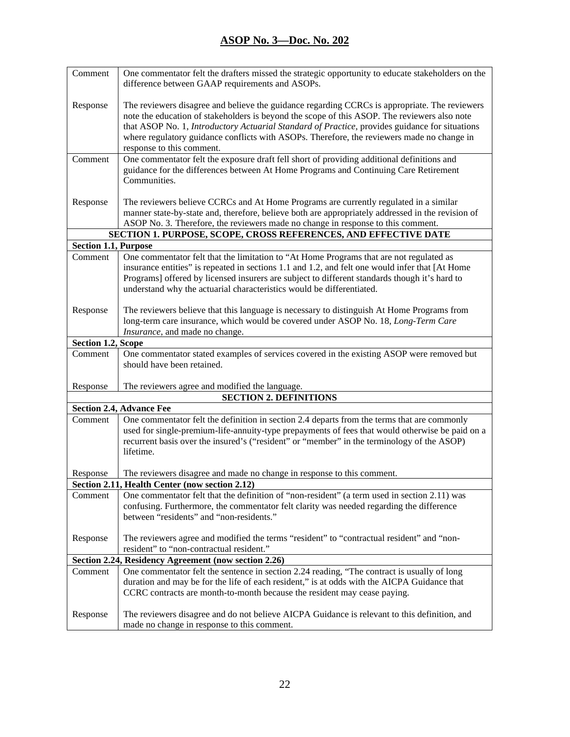| | |
|---|---|
| Comment | One commentator felt the drafters missed the strategic opportunity to educate stakeholders on the difference between GAAP requirements and ASOPs. |
| Response | The reviewers disagree and believe the guidance regarding CCRCs is appropriate. The reviewers note the education of stakeholders is beyond the scope of this ASOP. The reviewers also note that ASOP No. 1, *Introductory Actuarial Standard of Practice*, provides guidance for situations where regulatory guidance conflicts with ASOPs. Therefore, the reviewers made no change in response to this comment. |
| Comment | One commentator felt the exposure draft fell short of providing additional definitions and guidance for the differences between At Home Programs and Continuing Care Retirement Communities. |
| Response | The reviewers believe CCRCs and At Home Programs are currently regulated in a similar manner state-by-state and, therefore, believe both are appropriately addressed in the revision of ASOP No. 3. Therefore, the reviewers made no change in response to this comment. |
| **SECTION 1. PURPOSE, SCOPE, CROSS REFERENCES, AND EFFECTIVE DATE** | |
| **Section 1.1, Purpose** | |
| Comment | One commentator felt that the limitation to "At Home Programs that are not regulated as insurance entities" is repeated in sections 1.1 and 1.2, and felt one would infer that [At Home Programs] offered by licensed insurers are subject to different standards though it's hard to understand why the actuarial characteristics would be differentiated. |
| Response | The reviewers believe that this language is necessary to distinguish At Home Programs from long-term care insurance, which would be covered under ASOP No. 18, *Long-Term Care Insurance*, and made no change. |
| **Section 1.2, Scope** | |
| Comment | One commentator stated examples of services covered in the existing ASOP were removed but should have been retained. |
| Response | The reviewers agree and modified the language. |
| **SECTION 2. DEFINITIONS** | |
| **Section 2.4, Advance Fee** | |
| Comment | One commentator felt the definition in section 2.4 departs from the terms that are commonly used for single-premium-life-annuity-type prepayments of fees that would otherwise be paid on a recurrent basis over the insured's ("resident" or "member" in the terminology of the ASOP) lifetime. |
| Response | The reviewers disagree and made no change in response to this comment. |
| **Section 2.11, Health Center (now section 2.12)** | |
| Comment | One commentator felt that the definition of "non-resident" (a term used in section 2.11) was confusing. Furthermore, the commentator felt clarity was needed regarding the difference between "residents" and "non-residents." |
| Response | The reviewers agree and modified the terms "resident" to "contractual resident" and "non-resident" to "non-contractual resident." |
| **Section 2.24, Residency Agreement (now section 2.26)** | |
| Comment | One commentator felt the sentence in section 2.24 reading, "The contract is usually of long duration and may be for the life of each resident," is at odds with the AICPA Guidance that CCRC contracts are month-to-month because the resident may cease paying. |
| Response | The reviewers disagree and do not believe AICPA Guidance is relevant to this definition, and made no change in response to this comment. |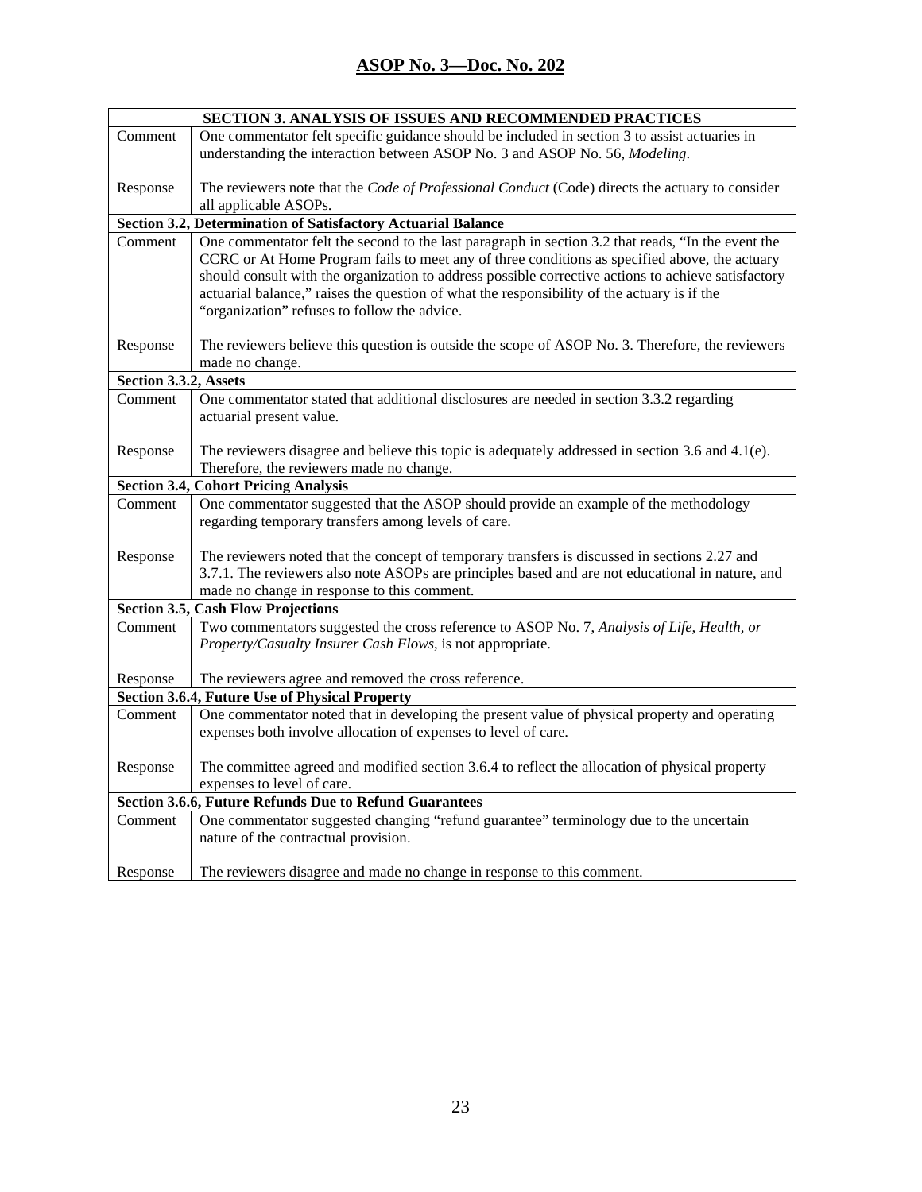| SECTION 3. ANALYSIS OF ISSUES AND RECOMMENDED PRACTICES | |
|---|---|
| Comment | One commentator felt specific guidance should be included in section 3 to assist actuaries in understanding the interaction between ASOP No. 3 and ASOP No. 56, *Modeling*. |
| Response | The reviewers note that the *Code of Professional Conduct* (Code) directs the actuary to consider all applicable ASOPs. |
| **Section 3.2, Determination of Satisfactory Actuarial Balance** | |
| Comment | One commentator felt the second to the last paragraph in section 3.2 that reads, "In the event the CCRC or At Home Program fails to meet any of three conditions as specified above, the actuary should consult with the organization to address possible corrective actions to achieve satisfactory actuarial balance," raises the question of what the responsibility of the actuary is if the "organization" refuses to follow the advice. |
| Response | The reviewers believe this question is outside the scope of ASOP No. 3. Therefore, the reviewers made no change. |
| **Section 3.3.2, Assets** | |
| Comment | One commentator stated that additional disclosures are needed in section 3.3.2 regarding actuarial present value. |
| Response | The reviewers disagree and believe this topic is adequately addressed in section 3.6 and 4.1(e). Therefore, the reviewers made no change. |
| **Section 3.4, Cohort Pricing Analysis** | |
| Comment | One commentator suggested that the ASOP should provide an example of the methodology regarding temporary transfers among levels of care. |
| Response | The reviewers noted that the concept of temporary transfers is discussed in sections 2.27 and 3.7.1. The reviewers also note ASOPs are principles based and are not educational in nature, and made no change in response to this comment. |
| **Section 3.5, Cash Flow Projections** | |
| Comment | Two commentators suggested the cross reference to ASOP No. 7, *Analysis of Life, Health, or Property/Casualty Insurer Cash Flows*, is not appropriate. |
| Response | The reviewers agree and removed the cross reference. |
| **Section 3.6.4, Future Use of Physical Property** | |
| Comment | One commentator noted that in developing the present value of physical property and operating expenses both involve allocation of expenses to level of care. |
| Response | The committee agreed and modified section 3.6.4 to reflect the allocation of physical property expenses to level of care. |
| **Section 3.6.6, Future Refunds Due to Refund Guarantees** | |
| Comment | One commentator suggested changing "refund guarantee" terminology due to the uncertain nature of the contractual provision. |
| Response | The reviewers disagree and made no change in response to this comment. |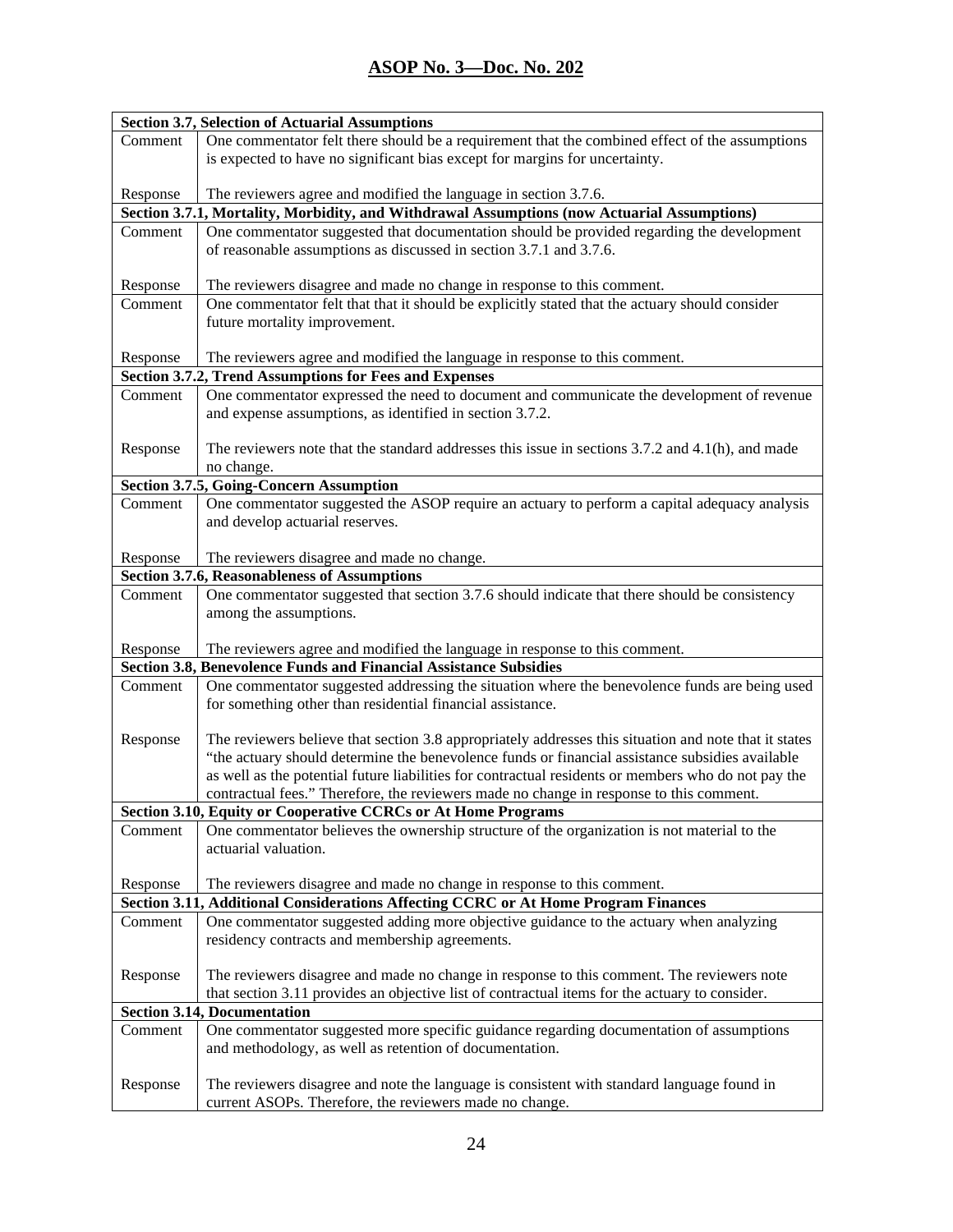## ASOP No. 3—Doc. No. 202

| **Section 3.7, Selection of Actuarial Assumptions** | |
|---|---|
| Comment | One commentator felt there should be a requirement that the combined effect of the assumptions is expected to have no significant bias except for margins for uncertainty. |
| Response | The reviewers agree and modified the language in section 3.7.6. |
| **Section 3.7.1, Mortality, Morbidity, and Withdrawal Assumptions (now Actuarial Assumptions)** | |
| Comment | One commentator suggested that documentation should be provided regarding the development of reasonable assumptions as discussed in section 3.7.1 and 3.7.6. |
| Response | The reviewers disagree and made no change in response to this comment. |
| Comment | One commentator felt that that it should be explicitly stated that the actuary should consider future mortality improvement. |
| Response | The reviewers agree and modified the language in response to this comment. |
| **Section 3.7.2, Trend Assumptions for Fees and Expenses** | |
| Comment | One commentator expressed the need to document and communicate the development of revenue and expense assumptions, as identified in section 3.7.2. |
| Response | The reviewers note that the standard addresses this issue in sections 3.7.2 and 4.1(h), and made no change. |
| **Section 3.7.5, Going-Concern Assumption** | |
| Comment | One commentator suggested the ASOP require an actuary to perform a capital adequacy analysis and develop actuarial reserves. |
| Response | The reviewers disagree and made no change. |
| **Section 3.7.6, Reasonableness of Assumptions** | |
| Comment | One commentator suggested that section 3.7.6 should indicate that there should be consistency among the assumptions. |
| Response | The reviewers agree and modified the language in response to this comment. |
| **Section 3.8, Benevolence Funds and Financial Assistance Subsidies** | |
| Comment | One commentator suggested addressing the situation where the benevolence funds are being used for something other than residential financial assistance. |
| Response | The reviewers believe that section 3.8 appropriately addresses this situation and note that it states "the actuary should determine the benevolence funds or financial assistance subsidies available as well as the potential future liabilities for contractual residents or members who do not pay the contractual fees." Therefore, the reviewers made no change in response to this comment. |
| **Section 3.10, Equity or Cooperative CCRCs or At Home Programs** | |
| Comment | One commentator believes the ownership structure of the organization is not material to the actuarial valuation. |
| Response | The reviewers disagree and made no change in response to this comment. |
| **Section 3.11, Additional Considerations Affecting CCRC or At Home Program Finances** | |
| Comment | One commentator suggested adding more objective guidance to the actuary when analyzing residency contracts and membership agreements. |
| Response | The reviewers disagree and made no change in response to this comment. The reviewers note that section 3.11 provides an objective list of contractual items for the actuary to consider. |
| **Section 3.14, Documentation** | |
| Comment | One commentator suggested more specific guidance regarding documentation of assumptions and methodology, as well as retention of documentation. |
| Response | The reviewers disagree and note the language is consistent with standard language found in current ASOPs. Therefore, the reviewers made no change. |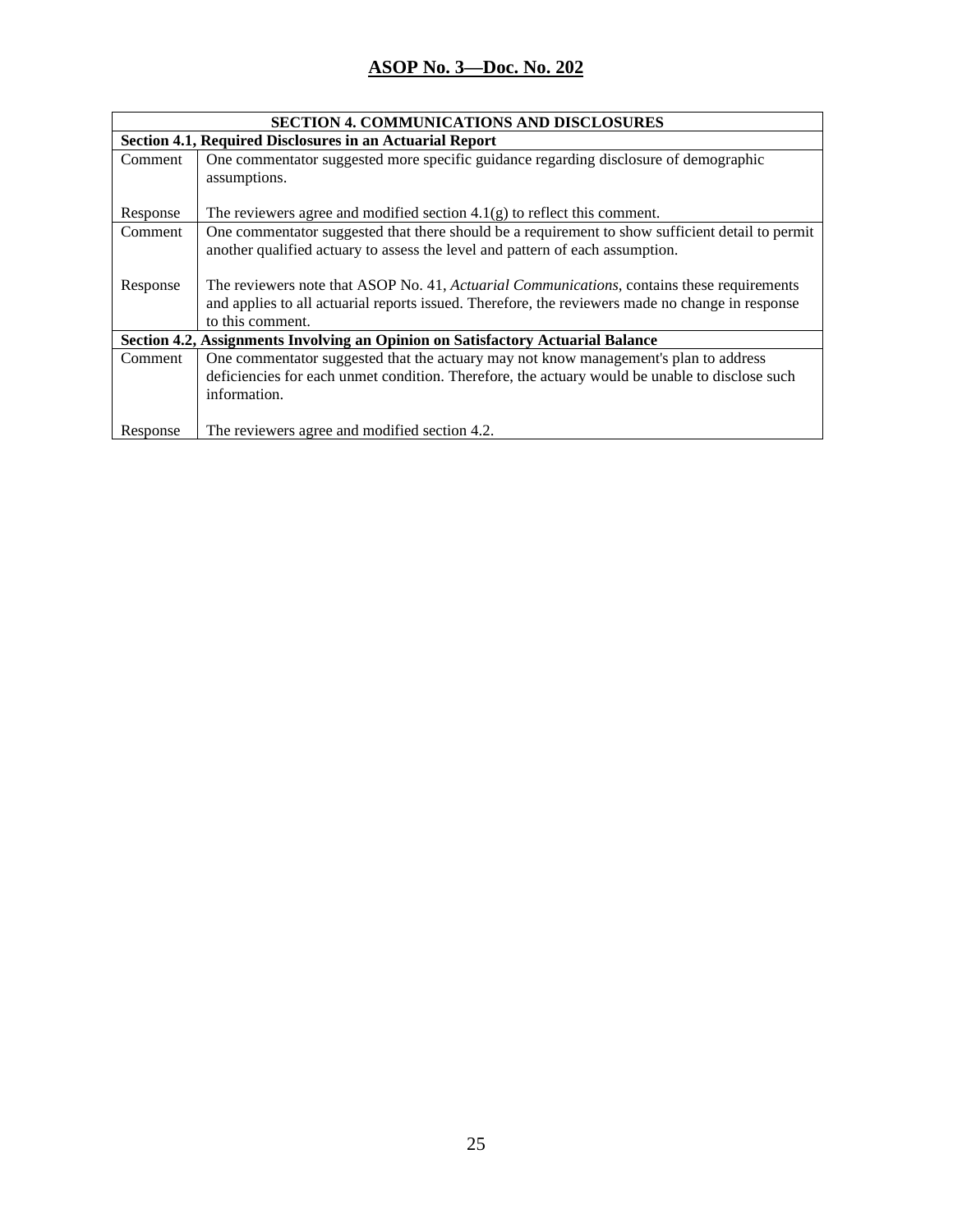| SECTION 4. COMMUNICATIONS AND DISCLOSURES | |
|---|---|
| **Section 4.1, Required Disclosures in an Actuarial Report** | |
| Comment | One commentator suggested more specific guidance regarding disclosure of demographic assumptions. |
| Response | The reviewers agree and modified section 4.1(g) to reflect this comment. |
| Comment | One commentator suggested that there should be a requirement to show sufficient detail to permit another qualified actuary to assess the level and pattern of each assumption. |
| Response | The reviewers note that ASOP No. 41, *Actuarial Communications*, contains these requirements and applies to all actuarial reports issued. Therefore, the reviewers made no change in response to this comment. |
| **Section 4.2, Assignments Involving an Opinion on Satisfactory Actuarial Balance** | |
| Comment | One commentator suggested that the actuary may not know management's plan to address deficiencies for each unmet condition. Therefore, the actuary would be unable to disclose such information. |
| Response | The reviewers agree and modified section 4.2. |